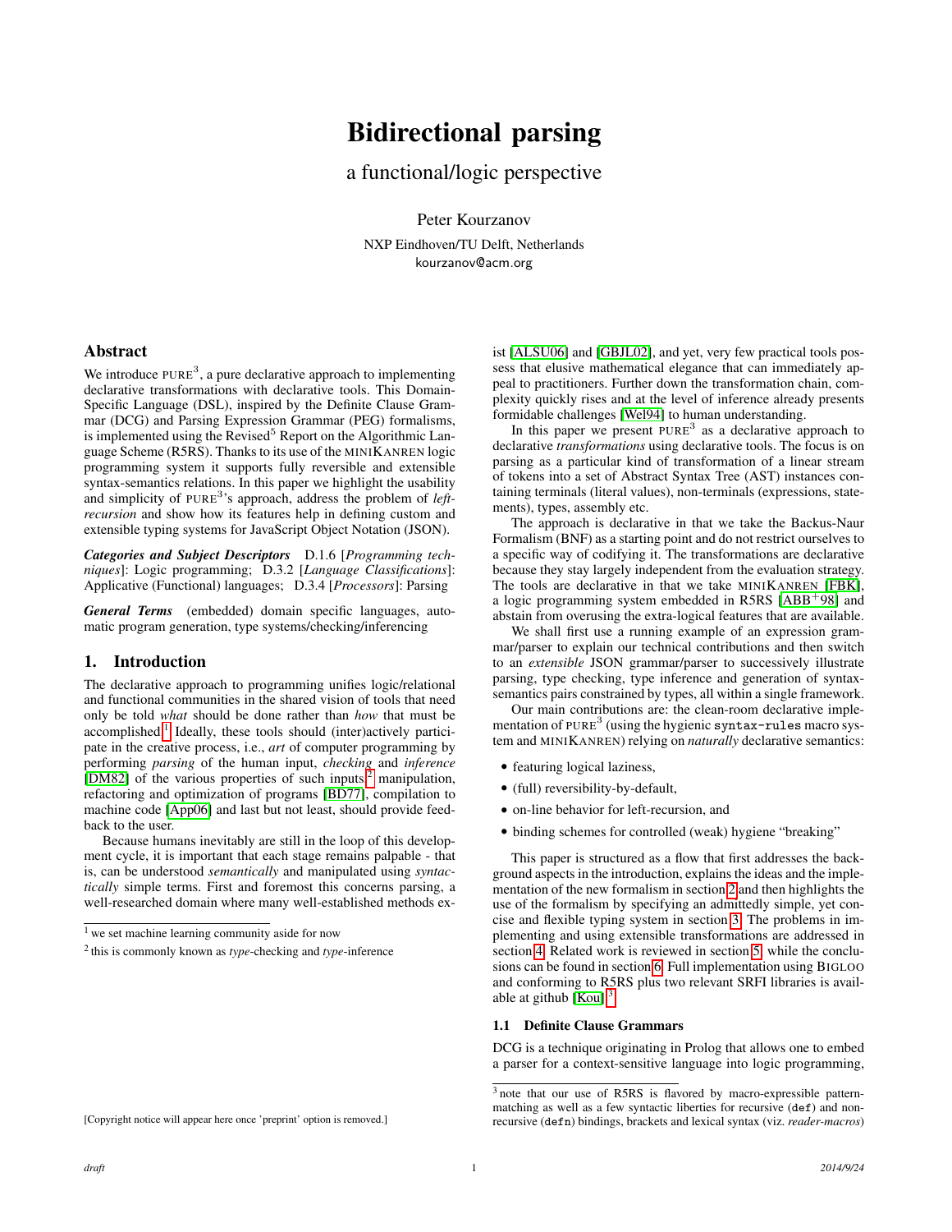# Bidirectional parsing

## a functional/logic perspective

Peter Kourzanov

NXP Eindhoven/TU Delft, Netherlands
kourzanov@acm.org

## Abstract

We introduce PURE[3], a pure declarative approach to implementing declarative transformations with declarative tools. This Domain-Specific Language (DSL), inspired by the Definite Clause Grammar (DCG) and Parsing Expression Grammar (PEG) formalisms, is implemented using the Revised[5] Report on the Algorithmic Language Scheme (R5RS). Thanks to its use of the MINIKANREN logic programming system it supports fully reversible and extensible syntax-semantics relations. In this paper we highlight the usability and simplicity of PURE[3]'s approach, address the problem of *left-recursion* and show how its features help in defining custom and extensible typing systems for JavaScript Object Notation (JSON).

***Categories and Subject Descriptors*** D.1.6 [*Programming techniques*]: Logic programming; D.3.2 [*Language Classifications*]: Applicative (Functional) languages; D.3.4 [*Processors*]: Parsing

***General Terms*** (embedded) domain specific languages, automatic program generation, type systems/checking/inferencing

## 1. Introduction

The declarative approach to programming unifies logic/relational and functional communities in the shared vision of tools that need only be told *what* should be done rather than *how* that must be accomplished.[1] Ideally, these tools should (inter)actively participate in the creative process, i.e., *art* of computer programming by performing *parsing* of the human input, *checking* and *inference* [DM82] of the various properties of such inputs,[2] manipulation, refactoring and optimization of programs [BD77], compilation to machine code [App06] and last but not least, should provide feedback to the user.

Because humans inevitably are still in the loop of this development cycle, it is important that each stage remains palpable - that is, can be understood *semantically* and manipulated using *syntactically* simple terms. First and foremost this concerns parsing, a well-researched domain where many well-established methods exist [ALSU06] and [GBJL02], and yet, very few practical tools possess that elusive mathematical elegance that can immediately appeal to practitioners. Further down the transformation chain, complexity quickly rises and at the level of inference already presents formidable challenges [Wel94] to human understanding.

In this paper we present PURE[3] as a declarative approach to declarative *transformations* using declarative tools. The focus is on parsing as a particular kind of transformation of a linear stream of tokens into a set of Abstract Syntax Tree (AST) instances containing terminals (literal values), non-terminals (expressions, statements), types, assembly etc.

The approach is declarative in that we take the Backus-Naur Formalism (BNF) as a starting point and do not restrict ourselves to a specific way of codifying it. The transformations are declarative because they stay largely independent from the evaluation strategy. The tools are declarative in that we take MINIKANREN [FBK], a logic programming system embedded in R5RS [ABB+98] and abstain from overusing the extra-logical features that are available.

We shall first use a running example of an expression grammar/parser to explain our technical contributions and then switch to an *extensible* JSON grammar/parser to successively illustrate parsing, type checking, type inference and generation of syntax-semantics pairs constrained by types, all within a single framework.

Our main contributions are: the clean-room declarative implementation of PURE[3] (using the hygienic `syntax-rules` macro system and MINIKANREN) relying on *naturally* declarative semantics:

- featuring logical laziness,
- (full) reversibility-by-default,
- on-line behavior for left-recursion, and
- binding schemes for controlled (weak) hygiene "breaking"

This paper is structured as a flow that first addresses the background aspects in the introduction, explains the ideas and the implementation of the new formalism in section 2 and then highlights the use of the formalism by specifying an admittedly simple, yet concise and flexible typing system in section 3. The problems in implementing and using extensible transformations are addressed in section 4. Related work is reviewed in section 5, while the conclusions can be found in section 6. Full implementation using BIGLOO and conforming to R5RS plus two relevant SRFI libraries is available at github [Kou].[3]

### 1.1 Definite Clause Grammars

DCG is a technique originating in Prolog that allows one to embed a parser for a context-sensitive language into logic programming,

[1] we set machine learning community aside for now

[2] this is commonly known as *type*-checking and *type*-inference

[3] note that our use of R5RS is flavored by macro-expressible pattern-matching as well as a few syntactic liberties for recursive (`def`) and non-recursive (`defn`) bindings, brackets and lexical syntax (viz. *reader-macros*)

[Copyright notice will appear here once 'preprint' option is removed.]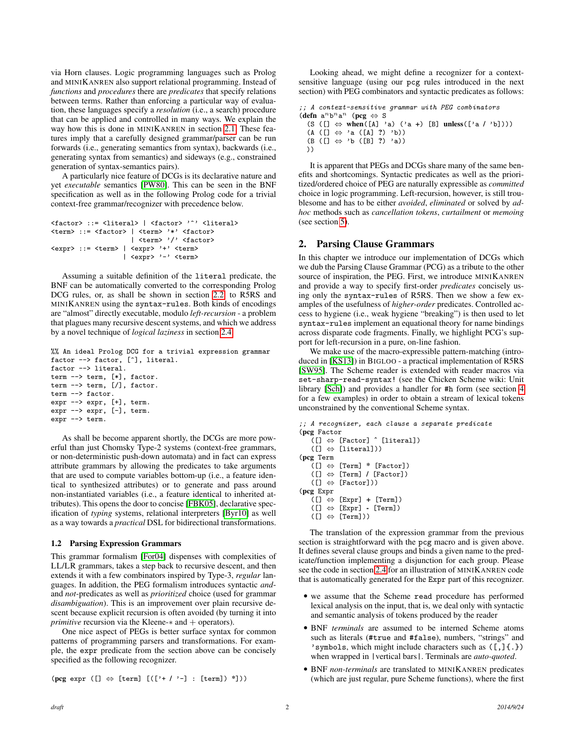via Horn clauses. Logic programming languages such as Prolog and MINIKANREN also support relational programming. Instead of *functions* and *procedures* there are *predicates* that specify relations between terms. Rather than enforcing a particular way of evaluation, these languages specify a *resolution* (i.e., a search) procedure that can be applied and controlled in many ways. We explain the way how this is done in MINIKANREN in section 2.1. These features imply that a carefully designed grammar/parser can be run forwards (i.e., generating semantics from syntax), backwards (i.e., generating syntax from semantics) and sideways (e.g., constrained generation of syntax-semantics pairs).

A particularly nice feature of DCGs is its declarative nature and yet *executable* semantics [PW80]. This can be seen in the BNF specification as well as in the following Prolog code for a trivial context-free grammar/recognizer with precedence below.

```
<factor> ::= <literal> | <factor> '^' <literal>
<term> ::= <factor> | <term> '*' <factor>
                    | <term> '/' <factor>
<expr> ::= <term> | <expr> '+' <term>
                  | <expr> '-' <term>
```

Assuming a suitable definition of the literal predicate, the BNF can be automatically converted to the corresponding Prolog DCG rules, or, as shall be shown in section 2.2, to R5RS and MINIKANREN using the syntax-rules. Both kinds of encodings are "almost" directly executable, modulo *left-recursion* - a problem that plagues many recursive descent systems, and which we address by a novel technique of *logical laziness* in section 2.4.

```
%% An ideal Prolog DCG for a trivial expression grammar
factor --> factor, [^], literal.
factor --> literal.
term --> term, [*], factor.
term --> term, [/], factor.
term --> factor.
expr --> expr, [+], term.
expr --> expr, [-], term.
expr --> term.
```

As shall be become apparent shortly, the DCGs are more powerful than just Chomsky Type-2 systems (context-free grammars, or non-deterministic push-down automata) and in fact can express attribute grammars by allowing the predicates to take arguments that are used to compute variables bottom-up (i.e., a feature identical to synthesized attributes) or to generate and pass around non-instantiated variables (i.e., a feature identical to inherited attributes). This opens the door to concise [FBK05], declarative specification of *typing* systems, relational interpreters [Byr10] as well as a way towards a *practical* DSL for bidirectional transformations.

### 1.2 Parsing Expression Grammars

This grammar formalism [For04] dispenses with complexities of LL/LR grammars, takes a step back to recursive descent, and then extends it with a few combinators inspired by Type-3, *regular* languages. In addition, the PEG formalism introduces syntactic *and*- and *not*-predicates as well as *prioritized* choice (used for grammar *disambiguation*). This is an improvement over plain recursive descent because explicit recursion is often avoided (by turning it into *primitive* recursion via the Kleene-∗ and + operators).

One nice aspect of PEGs is better surface syntax for common patterns of programming parsers and transformations. For example, the expr predicate from the section above can be concisely specified as the following recognizer.

```
(pcg expr ([] ⇔ [term] [(['+ / '-] : [term]) *]))
```

Looking ahead, we might define a recognizer for a context-sensitive language (using our pcg rules introduced in the next section) with PEG combinators and syntactic predicates as follows:

```
;; A context-sensitive grammar with PEG combinators
(defn aⁿbⁿaⁿ (pcg ⇔ S
  (S ([] ⇔ when([A] 'a) ('a +) [B] unless(['a / 'b])))
  (A ([] ⇔ 'a ([A] ?) 'b))
  (B ([] ⇔ 'b ([B] ?) 'a))
  ))
```

It is apparent that PEGs and DCGs share many of the same benefits and shortcomings. Syntactic predicates as well as the prioritized/ordered choice of PEG are naturally expressible as *committed* choice in logic programming. Left-recursion, however, is still troublesome and has to be either *avoided*, *eliminated* or solved by *ad-hoc* methods such as *cancellation tokens*, *curtailment* or *memoing* (see section 5).

## 2. Parsing Clause Grammars

In this chapter we introduce our implementation of DCGs which we dub the Parsing Clause Grammar (PCG) as a tribute to the other source of inspiration, the PEG. First, we introduce MINIKANREN and provide a way to specify first-order *predicates* concisely using only the syntax-rules of R5RS. Then we show a few examples of the usefulness of *higher-order* predicates. Controlled access to hygiene (i.e., weak hygiene "breaking") is then used to let syntax-rules implement an equational theory for name bindings across disparate code fragments. Finally, we highlight PCG's support for left-recursion in a pure, on-line fashion.

We make use of the macro-expressible pattern-matching (introduced in [KS13]) in BIGLOO - a practical implementation of R5RS [SW95]. The Scheme reader is extended with reader macros via set-sharp-read-syntax! (see the Chicken Scheme wiki: Unit library [Sch]) and provides a handler for #h form (see section 4 for a few examples) in order to obtain a stream of lexical tokens unconstrained by the conventional Scheme syntax.

```
;; A recognizer, each clause a separate predicate
(pcg Factor
   ([] ⇔ [Factor] ^ [literal])
   ([] ⇔ [literal]))
(pcg Term
   ([] ⇔ [Term] * [Factor])
   ([] ⇔ [Term] / [Factor])
   ([] ⇔ [Factor]))
(pcg Expr
   ([] ⇔ [Expr] + [Term])
   ([] ⇔ [Expr] - [Term])
   ([] ⇔ [Term]))
```

The translation of the expression grammar from the previous section is straightforward with the pcg macro and is given above. It defines several clause groups and binds a given name to the predicate/function implementing a disjunction for each group. Please see the code in section 2.4 for an illustration of MINIKANREN code that is automatically generated for the Expr part of this recognizer.

- we assume that the Scheme read procedure has performed lexical analysis on the input, that is, we deal only with syntactic and semantic analysis of tokens produced by the reader
- BNF *terminals* are assumed to be interned Scheme atoms such as literals (#true and #false), numbers, "strings" and 'symbols, which might include characters such as ([,]{.}) when wrapped in |vertical bars|. Terminals are *auto-quoted*.
- BNF *non-terminals* are translated to MINIKANREN predicates (which are just regular, pure Scheme functions), where the first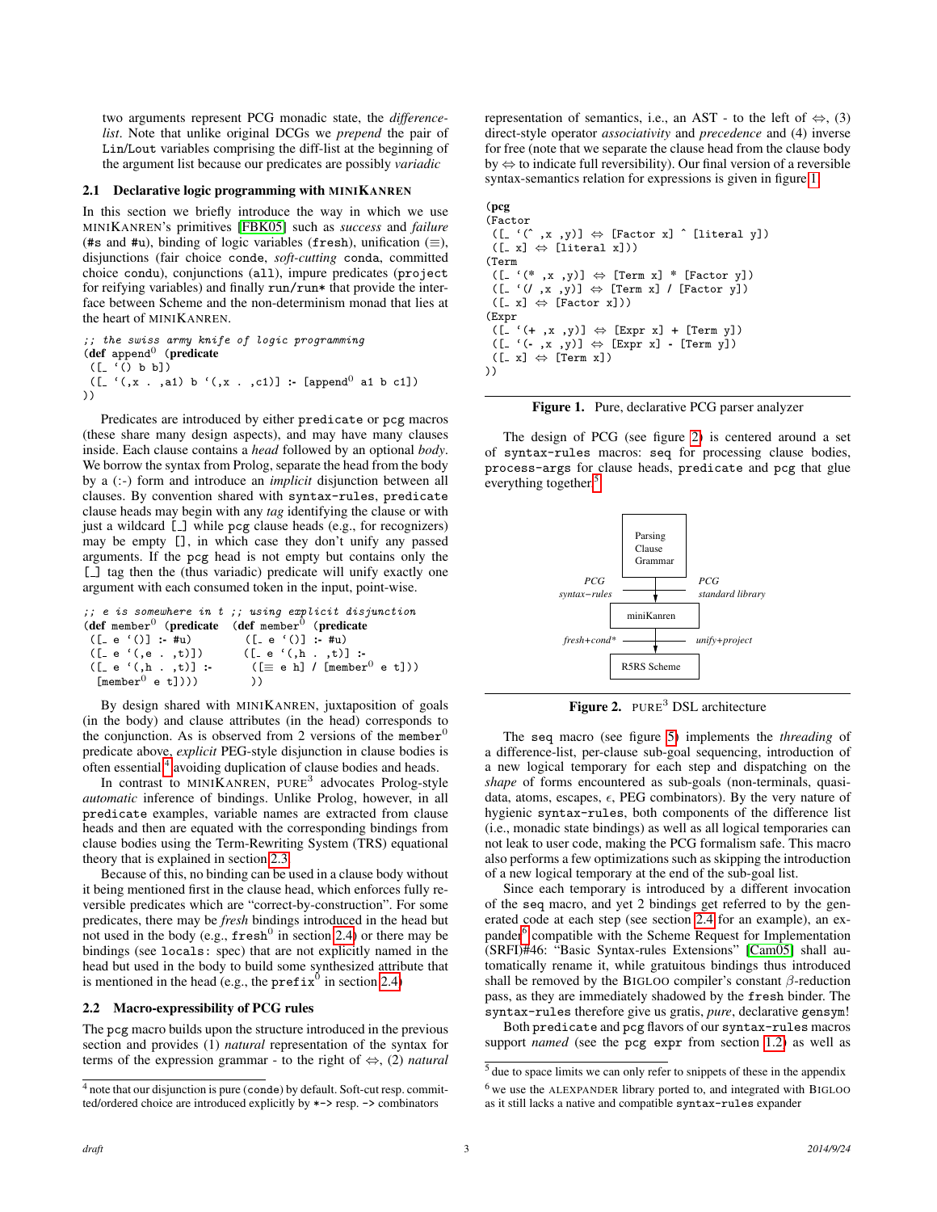two arguments represent PCG monadic state, the *difference-list*. Note that unlike original DCGs we *prepend* the pair of Lin/Lout variables comprising the diff-list at the beginning of the argument list because our predicates are possibly *variadic*

### 2.1 Declarative logic programming with MINIKANREN

In this section we briefly introduce the way in which we use MINIKANREN's primitives [FBK05] such as *success* and *failure* (#s and #u), binding of logic variables (fresh), unification (≡), disjunctions (fair choice conde, *soft-cutting* conda, committed choice condu), conjunctions (all), impure predicates (project for reifying variables) and finally run/run* that provide the interface between Scheme and the non-determinism monad that lies at the heart of MINIKANREN.

```
;; the swiss army knife of logic programming
(def append⁰ (predicate
 ([_ '() b b])
 ([_ '(,x . ,a1) b '(,x . ,c1)] :- [append⁰ a1 b c1])
))
```

Predicates are introduced by either predicate or pcg macros (these share many design aspects), and may have many clauses inside. Each clause contains a *head* followed by an optional *body*. We borrow the syntax from Prolog, separate the head from the body by a (:-) form and introduce an *implicit* disjunction between all clauses. By convention shared with syntax-rules, predicate clause heads may begin with any *tag* identifying the clause or with just a wildcard [_] while pcg clause heads (e.g., for recognizers) may be empty [], in which case they don't unify any passed arguments. If the pcg head is not empty but contains only the [_] tag then the (thus variadic) predicate will unify exactly one argument with each consumed token in the input, point-wise.

```
;; e is somewhere in t ;; using explicit disjunction
(def member⁰ (predicate    (def member⁰ (predicate
 ([_ e '()] :- #u)          ([_ e '()] :- #u)
 ([_ e '(,e . ,t)])         ([_ e '(,h . ,t)] :-
 ([_ e '(,h . ,t)] :-         ([≡ e h] / [member⁰ e t]))
  [member⁰ e t])))           ))
```

By design shared with MINIKANREN, juxtaposition of goals (in the body) and clause attributes (in the head) corresponds to the conjunction. As is observed from 2 versions of the member⁰ predicate above, *explicit* PEG-style disjunction in clause bodies is often essential[4] avoiding duplication of clause bodies and heads.

In contrast to MINIKANREN, PURE³ advocates Prolog-style *automatic* inference of bindings. Unlike Prolog, however, in all predicate examples, variable names are extracted from clause heads and then are equated with the corresponding bindings from clause bodies using the Term-Rewriting System (TRS) equational theory that is explained in section 2.3.

Because of this, no binding can be used in a clause body without it being mentioned first in the clause head, which enforces fully reversible predicates which are "correct-by-construction". For some predicates, there may be *fresh* bindings introduced in the head but not used in the body (e.g., fresh⁰ in section 2.4) or there may be bindings (see locals: spec) that are not explicitly named in the head but used in the body to build some synthesized attribute that is mentioned in the head (e.g., the prefix⁰ in section 2.4)

### 2.2 Macro-expressibility of PCG rules

The pcg macro builds upon the structure introduced in the previous section and provides (1) *natural* representation of the syntax for terms of the expression grammar - to the right of ⇔, (2) *natural* representation of semantics, i.e., an AST - to the left of ⇔, (3) direct-style operator *associativity* and *precedence* and (4) inverse for free (note that we separate the clause head from the clause body by ⇔ to indicate full reversibility). Our final version of a reversible syntax-semantics relation for expressions is given in figure 1.

```
(pcg
(Factor
 ([_ '(^ ,x ,y)] ⇔ [Factor x] ^ [literal y])
 ([_ x] ⇔ [literal x]))
(Term
 ([_ '(* ,x ,y)] ⇔ [Term x] * [Factor y])
 ([_ '(/ ,x ,y)] ⇔ [Term x] / [Factor y])
 ([_ x] ⇔ [Factor x]))
(Expr
 ([_ '(+ ,x ,y)] ⇔ [Expr x] + [Term y])
 ([_ '(- ,x ,y)] ⇔ [Expr x] - [Term y])
 ([_ x] ⇔ [Term x])
))
```

**Figure 1.** Pure, declarative PCG parser analyzer

The design of PCG (see figure 2) is centered around a set of syntax-rules macros: seq for processing clause bodies, process-args for clause heads, predicate and pcg that glue everything together[5].

Parsing Clause Grammar — PCG syntax-rules / PCG standard library — miniKanren — fresh+cond* / unify+project — R5RS Scheme

**Figure 2.** PURE³ DSL architecture

The seq macro (see figure 5) implements the *threading* of a difference-list, per-clause sub-goal sequencing, introduction of a new logical temporary for each step and dispatching on the *shape* of forms encountered as sub-goals (non-terminals, quasi-data, atoms, escapes, $\epsilon$, PEG combinators). By the very nature of hygienic syntax-rules, both components of the difference list (i.e., monadic state bindings) as well as all logical temporaries can not leak to user code, making the PCG formalism safe. This macro also performs a few optimizations such as skipping the introduction of a new logical temporary at the end of the sub-goal list.

Since each temporary is introduced by a different invocation of the seq macro, and yet 2 bindings get referred to by the generated code at each step (see section 2.4 for an example), an expander[6] compatible with the Scheme Request for Implementation (SRFI)#46: "Basic Syntax-rules Extensions" [Cam05] shall automatically rename it, while gratuitous bindings thus introduced shall be removed by the BIGLOO compiler's constant $\beta$-reduction pass, as they are immediately shadowed by the fresh binder. The syntax-rules therefore give us gratis, *pure*, declarative gensym!

Both predicate and pcg flavors of our syntax-rules macros support *named* (see the pcg expr from section 1.2) as well as

[4] note that our disjunction is pure (conde) by default. Soft-cut resp. committed/ordered choice are introduced explicitly by *-> resp. -> combinators

[5] due to space limits we can only refer to snippets of these in the appendix

[6] we use the ALEXPANDER library ported to, and integrated with BIGLOO as it still lacks a native and compatible syntax-rules expander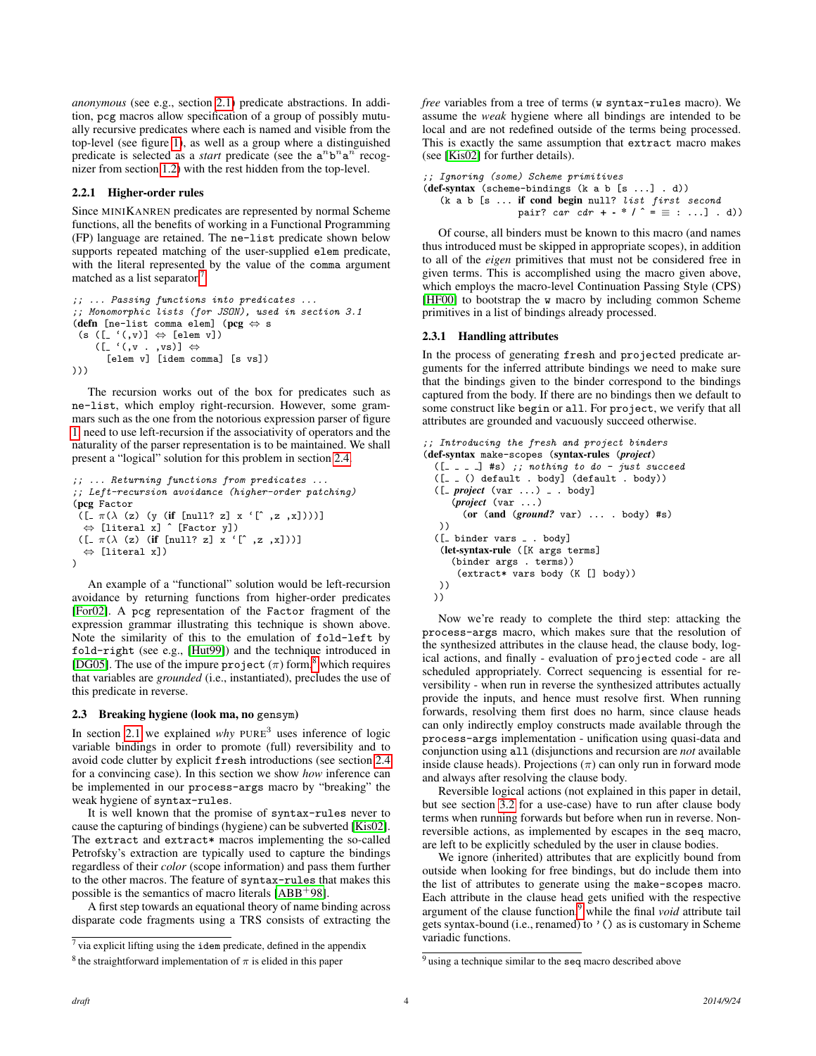*anonymous* (see e.g., section 2.1) predicate abstractions. In addition, pcg macros allow specification of a group of possibly mutually recursive predicates where each is named and visible from the top-level (see figure 1), as well as a group where a distinguished predicate is selected as a *start* predicate (see the $a^n b^n a^n$ recognizer from section 1.2) with the rest hidden from the top-level.

### 2.2.1 Higher-order rules

Since MINIKANREN predicates are represented by normal Scheme functions, all the benefits of working in a Functional Programming (FP) language are retained. The `ne-list` predicate shown below supports repeated matching of the user-supplied `elem` predicate, with the literal represented by the value of the `comma` argument matched as a list separator[7].

```
;; ... Passing functions into predicates ...
;; Monomorphic lists (for JSON), used in section 3.1
(defn [ne-list comma elem] (pcg ⇔ s
 (s ([_ '(,v)] ⇔ [elem v])
    ([_ '(,v . ,vs)] ⇔
      [elem v] [idem comma] [s vs])
)))
```

The recursion works out of the box for predicates such as `ne-list`, which employ right-recursion. However, some grammars such as the one from the notorious expression parser of figure 1 need to use left-recursion if the associativity of operators and the naturality of the parser representation is to be maintained. We shall present a "logical" solution for this problem in section 2.4.

```
;; ... Returning functions from predicates ...
;; Left-recursion avoidance (higher-order patching)
(pcg Factor
 ([_ π(λ (z) (y (if [null? z] x '[^ ,z ,x])))]
  ⇔ [literal x] ^ [Factor y])
 ([_ π(λ (z) (if [null? z] x '[^ ,z ,x]))]
  ⇔ [literal x])
)
```

An example of a "functional" solution would be left-recursion avoidance by returning functions from higher-order predicates [For02]. A pcg representation of the `Factor` fragment of the expression grammar illustrating this technique is shown above. Note the similarity of this to the emulation of `fold-left` by `fold-right` (see e.g., [Hut99]) and the technique introduced in [DG05]. The use of the impure `project` (π) form,[8] which requires that variables are *grounded* (i.e., instantiated), precludes the use of this predicate in reverse.

## 2.3 Breaking hygiene (look ma, no gensym)

In section 2.1 we explained *why* PURE[3] uses inference of logic variable bindings in order to promote (full) reversibility and to avoid code clutter by explicit `fresh` introductions (see section 2.4 for a convincing case). In this section we show *how* inference can be implemented in our `process-args` macro by "breaking" the weak hygiene of `syntax-rules`.

It is well known that the promise of `syntax-rules` never to cause the capturing of bindings (hygiene) can be subverted [Kis02]. The `extract` and `extract*` macros implementing the so-called Petrofsky's extraction are typically used to capture the bindings regardless of their *color* (scope information) and pass them further to the other macros. The feature of `syntax-rules` that makes this possible is the semantics of macro literals [ABB+98].

A first step towards an equational theory of name binding across disparate code fragments using a TRS consists of extracting the *free* variables from a tree of terms (`w syntax-rules` macro). We assume the *weak* hygiene where all bindings are intended to be local and are not redefined outside of the terms being processed. This is exactly the same assumption that `extract` macro makes (see [Kis02] for further details).

```
;; Ignoring (some) Scheme primitives
(def-syntax (scheme-bindings (k a b [s ...] . d))
   (k a b [s ... if cond begin null? list first second
               pair? car cdr + - * / ^ = ≡ : ...] . d))
```

Of course, all binders must be known to this macro (and names thus introduced must be skipped in appropriate scopes), in addition to all of the *eigen* primitives that must not be considered free in given terms. This is accomplished using the macro given above, which employs the macro-level Continuation Passing Style (CPS) [HF00] to bootstrap the `w` macro by including common Scheme primitives in a list of bindings already processed.

### 2.3.1 Handling attributes

In the process of generating `fresh` and `projected` predicate arguments for the inferred attribute bindings we need to make sure that the bindings given to the binder correspond to the bindings captured from the body. If there are no bindings then we default to some construct like `begin` or `all`. For `project`, we verify that all attributes are grounded and vacuously succeed otherwise.

```
;; Introducing the fresh and project binders
(def-syntax make-scopes (syntax-rules (project)
  ([_ _ _ _] #s) ;; nothing to do - just succeed
  ([_ _ () default . body] (default . body))
  ([_ project (var ...) _ . body]
     (project (var ...)
       (or (and (ground? var) ... . body) #s)
  ))
  ([_ binder vars _ . body]
   (let-syntax-rule ([K args terms]
     (binder args . terms))
      (extract* vars body (K [] body))
  ))
 ))
```

Now we're ready to complete the third step: attacking the `process-args` macro, which makes sure that the resolution of the synthesized attributes in the clause head, the clause body, logical actions, and finally - evaluation of `project`ed code - are all scheduled appropriately. Correct sequencing is essential for reversibility - when run in reverse the synthesized attributes actually provide the inputs, and hence must resolve first. When running forwards, resolving them first does no harm, since clause heads can only indirectly employ constructs made available through the `process-args` implementation - unification using quasi-data and conjunction using `all` (disjunctions and recursion are *not* available inside clause heads). Projections (π) can only run in forward mode and always after resolving the clause body.

Reversible logical actions (not explained in this paper in detail, but see section 3.2 for a use-case) have to run after clause body terms when running forwards but before when run in reverse. Non-reversible actions, as implemented by escapes in the `seq` macro, are left to be explicitly scheduled by the user in clause bodies.

We ignore (inherited) attributes that are explicitly bound from outside when looking for free bindings, but do include them into the list of attributes to generate using the `make-scopes` macro. Each attribute in the clause head gets unified with the respective argument of the clause function,[9] while the final *void* attribute tail gets syntax-bound (i.e., renamed) to `'()` as is customary in Scheme variadic functions.

---

[7] via explicit lifting using the `idem` predicate, defined in the appendix

[8] the straightforward implementation of π is elided in this paper

[9] using a technique similar to the `seq` macro described above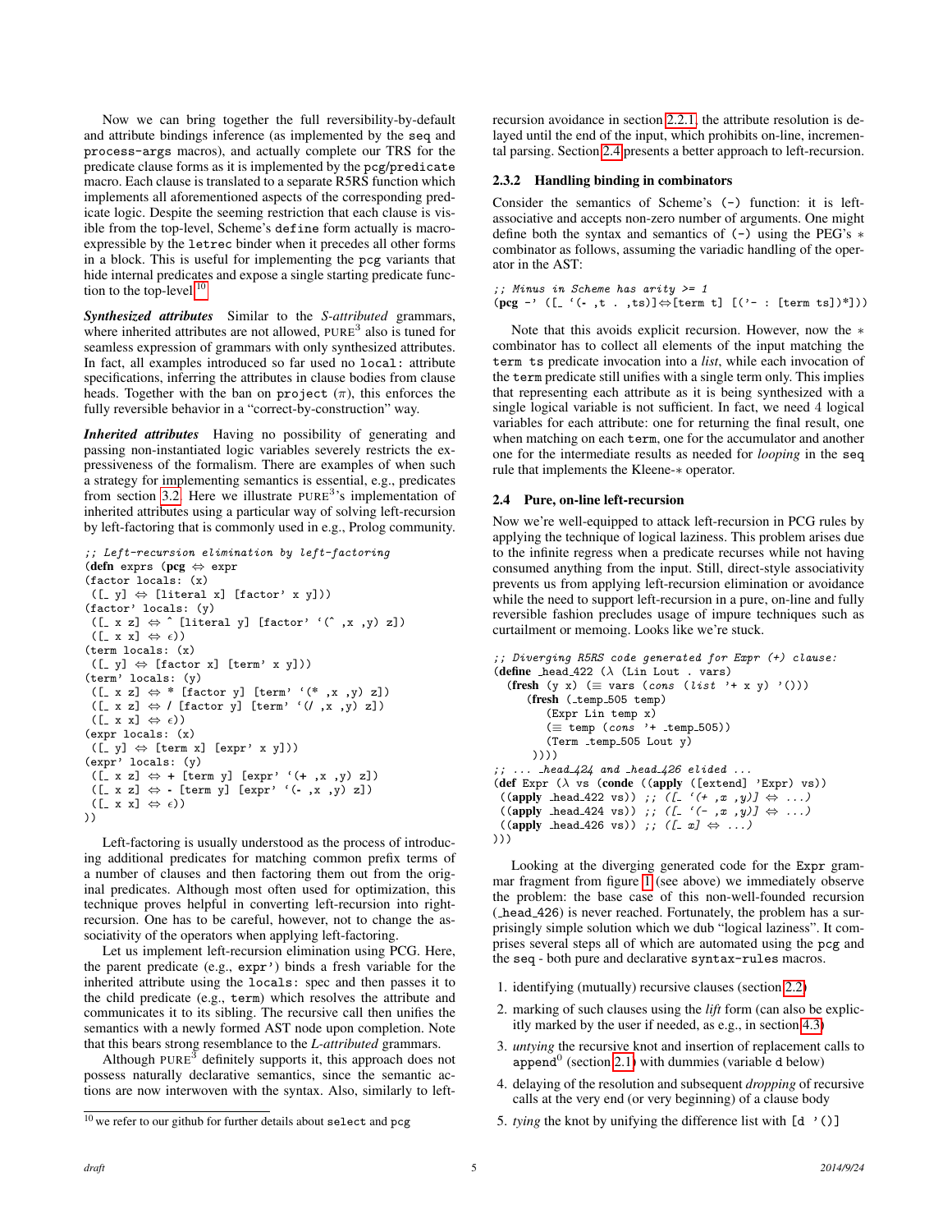Now we can bring together the full reversibility-by-default and attribute bindings inference (as implemented by the seq and process-args macros), and actually complete our TRS for the predicate clause forms as it is implemented by the pcg/predicate macro. Each clause is translated to a separate R5RS function which implements all aforementioned aspects of the corresponding predicate logic. Despite the seeming restriction that each clause is visible from the top-level, Scheme's define form actually is macro-expressible by the letrec binder when it precedes all other forms in a block. This is useful for implementing the pcg variants that hide internal predicates and expose a single starting predicate function to the top-level.[10]

***Synthesized attributes*** Similar to the *S-attributed* grammars, where inherited attributes are not allowed, PURE[3] also is tuned for seamless expression of grammars with only synthesized attributes. In fact, all examples introduced so far used no local: attribute specifications, inferring the attributes in clause bodies from clause heads. Together with the ban on project ($\pi$), this enforces the fully reversible behavior in a "correct-by-construction" way.

***Inherited attributes*** Having no possibility of generating and passing non-instantiated logic variables severely restricts the expressiveness of the formalism. There are examples of when such a strategy for implementing semantics is essential, e.g., predicates from section 3.2. Here we illustrate PURE[3]'s implementation of inherited attributes using a particular way of solving left-recursion by left-factoring that is commonly used in e.g., Prolog community.

```
;; Left-recursion elimination by left-factoring
(defn exprs (pcg ⇔ expr
(factor locals: (x)
 ([_ y] ⇔ [literal x] [factor' x y]))
(factor' locals: (y)
 ([_ x z] ⇔ ^ [literal y] [factor' `(^ ,x ,y) z])
 ([_ x x] ⇔ ε))
(term locals: (x)
 ([_ y] ⇔ [factor x] [term' x y]))
(term' locals: (y)
 ([_ x z] ⇔ * [factor y] [term' `(* ,x ,y) z])
 ([_ x z] ⇔ / [factor y] [term' `(/ ,x ,y) z])
 ([_ x x] ⇔ ε))
(expr locals: (x)
 ([_ y] ⇔ [term x] [expr' x y]))
(expr' locals: (y)
 ([_ x z] ⇔ + [term y] [expr' `(+ ,x ,y) z])
 ([_ x z] ⇔ - [term y] [expr' `(- ,x ,y) z])
 ([_ x x] ⇔ ε))
))
```

Left-factoring is usually understood as the process of introducing additional predicates for matching common prefix terms of a number of clauses and then factoring them out from the original predicates. Although most often used for optimization, this technique proves helpful in converting left-recursion into right-recursion. One has to be careful, however, not to change the associativity of the operators when applying left-factoring.

Let us implement left-recursion elimination using PCG. Here, the parent predicate (e.g., expr') binds a fresh variable for the inherited attribute using the locals: spec and then passes it to the child predicate (e.g., term) which resolves the attribute and communicates it to its sibling. The recursive call then unifies the semantics with a newly formed AST node upon completion. Note that this bears strong resemblance to the *L-attributed* grammars.

Although PURE[3] definitely supports it, this approach does not possess naturally declarative semantics, since the semantic actions are now interwoven with the syntax. Also, similarly to left-recursion avoidance in section 2.2.1, the attribute resolution is delayed until the end of the input, which prohibits on-line, incremental parsing. Section 2.4 presents a better approach to left-recursion.

### 2.3.2 Handling binding in combinators

Consider the semantics of Scheme's (-) function: it is left-associative and accepts non-zero number of arguments. One might define both the syntax and semantics of (-) using the PEG's $*$ combinator as follows, assuming the variadic handling of the operator in the AST:

```
;; Minus in Scheme has arity >= 1
(pcg -' ([_ `(- ,t . ,ts)]⇔[term t] [('- : [term ts])*]))
```

Note that this avoids explicit recursion. However, now the $*$ combinator has to collect all elements of the input matching the term ts predicate invocation into a *list*, while each invocation of the term predicate still unifies with a single term only. This implies that representing each attribute as it is being synthesized with a single logical variable is not sufficient. In fact, we need 4 logical variables for each attribute: one for returning the final result, one when matching on each term, one for the accumulator and another one for the intermediate results as needed for *looping* in the seq rule that implements the Kleene-$*$ operator.

## 2.4 Pure, on-line left-recursion

Now we're well-equipped to attack left-recursion in PCG rules by applying the technique of logical laziness. This problem arises due to the infinite regress when a predicate recurses while not having consumed anything from the input. Still, direct-style associativity prevents us from applying left-recursion elimination or avoidance while the need to support left-recursion in a pure, on-line and fully reversible fashion precludes usage of impure techniques such as curtailment or memoing. Looks like we're stuck.

```
;; Diverging R5RS code generated for Expr (+) clause:
(define _head_422 (λ (Lin Lout . vars)
  (fresh (y x) (≡ vars (cons (list '+ x y) '()))
     (fresh (_temp_505 temp)
        (Expr Lin temp x)
        (≡ temp (cons '+ _temp_505))
        (Term _temp_505 Lout y)
      ))))
;; ... _head_424 and _head_426 elided ...
(def Expr (λ vs (conde ((apply ([extend] 'Expr) vs))
 ((apply _head_422 vs)) ;; ([_ `(+ ,x ,y)] ⇔ ...)
 ((apply _head_424 vs)) ;; ([_ `(- ,x ,y)] ⇔ ...)
 ((apply _head_426 vs)) ;; ([_ x] ⇔ ...)
)))
```

Looking at the diverging generated code for the Expr grammar fragment from figure 1 (see above) we immediately observe the problem: the base case of this non-well-founded recursion (_head_426) is never reached. Fortunately, the problem has a surprisingly simple solution which we dub "logical laziness". It comprises several steps all of which are automated using the pcg and the seq - both pure and declarative syntax-rules macros.

1. identifying (mutually) recursive clauses (section 2.2)
2. marking of such clauses using the *lift* form (can also be explicitly marked by the user if needed, as e.g., in section 4.3)
3. *untying* the recursive knot and insertion of replacement calls to $\text{append}^0$ (section 2.1) with dummies (variable d below)
4. delaying of the resolution and subsequent *dropping* of recursive calls at the very end (or very beginning) of a clause body
5. *tying* the knot by unifying the difference list with `[d '()]`

[10] we refer to our github for further details about select and pcg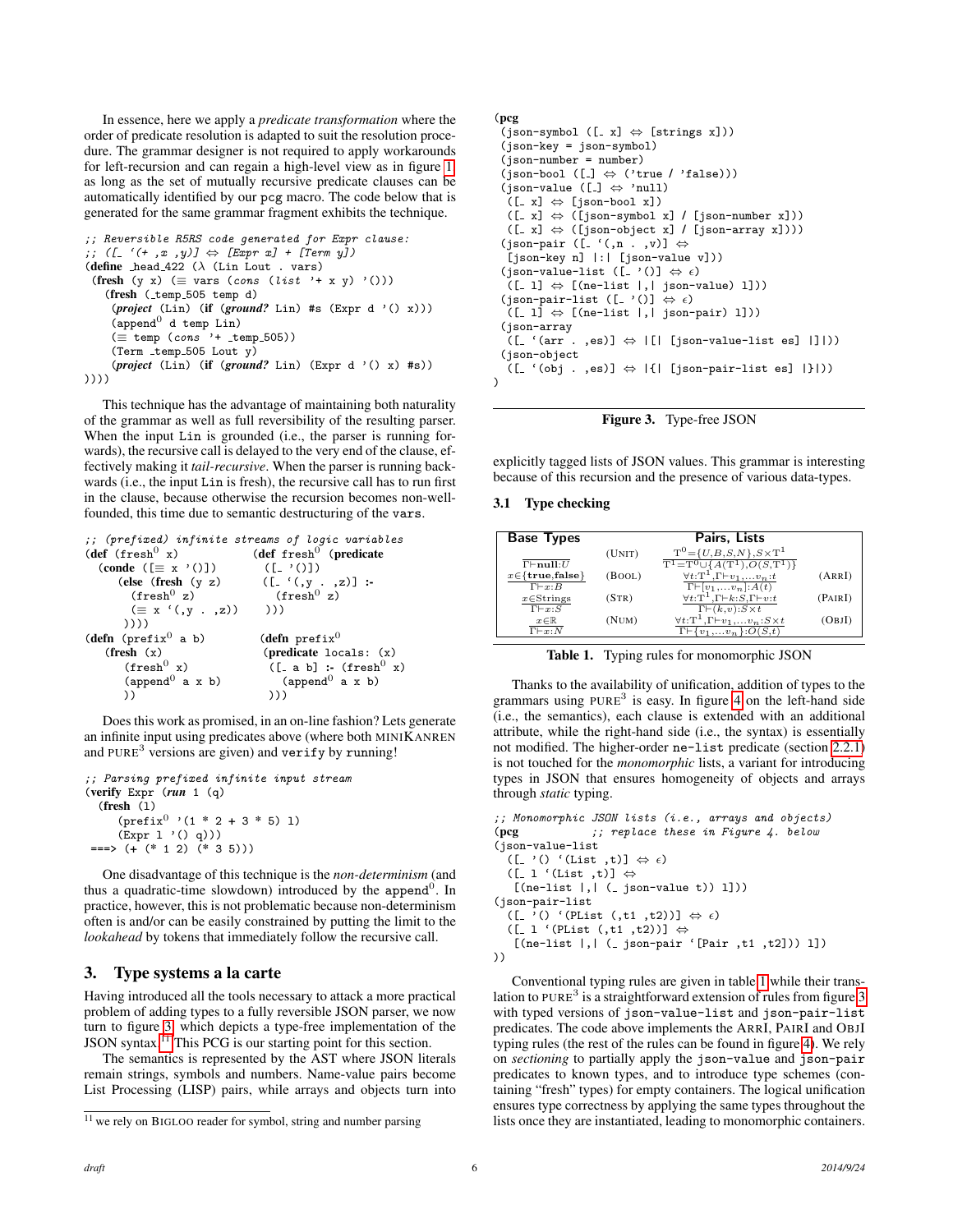In essence, here we apply a *predicate transformation* where the order of predicate resolution is adapted to suit the resolution procedure. The grammar designer is not required to apply workarounds for left-recursion and can regain a high-level view as in figure 1 as long as the set of mutually recursive predicate clauses can be automatically identified by our `pcg` macro. The code below that is generated for the same grammar fragment exhibits the technique.

```
;; Reversible R5RS code generated for Expr clause:
;; ([_ `(+ ,x ,y)] ⇔ [Expr x] + [Term y])
(define _head_422 (λ (Lin Lout . vars)
 (fresh (y x) (≡ vars (cons (list '+ x y) '()))
   (fresh (_temp_505 temp d)
    (project (Lin) (if (ground? Lin) #s (Expr d '() x)))
    (append⁰ d temp Lin)
    (≡ temp (cons '+ _temp_505))
    (Term _temp_505 Lout y)
    (project (Lin) (if (ground? Lin) (Expr d '() x) #s))
))))
```

This technique has the advantage of maintaining both naturality of the grammar as well as full reversibility of the resulting parser. When the input `Lin` is grounded (i.e., the parser is running forwards), the recursive call is delayed to the very end of the clause, effectively making it *tail-recursive*. When the parser is running backwards (i.e., the input `Lin` is fresh), the recursive call has to run first in the clause, because otherwise the recursion becomes non-well-founded, this time due to semantic destructuring of the `vars`.

```
;; (prefixed) infinite streams of logic variables
(def (fresh⁰ x)                (def fresh⁰ (predicate
  (conde ([≡ x '()])             ([_ '()])
     (else (fresh (y z)          ([_ `(,y . ,z)] :-
        (fresh⁰ z)                 (fresh⁰ z)
        (≡ x `(,y . ,z))         )))
     ))))
(defn (prefix⁰ a b)            (defn prefix⁰
   (fresh (x)                   (predicate locals: (x)
      (fresh⁰ x)                  ([_ a b] :- (fresh⁰ x)
      (append⁰ a x b)               (append⁰ a x b)
      ))                          )))
```

Does this work as promised, in an on-line fashion? Lets generate an infinite input using predicates above (where both MINIKANREN and PURE[3] versions are given) and `verify` by running!

```
;; Parsing prefixed infinite input stream
(verify Expr (run 1 (q)
  (fresh (l)
      (prefix⁰ '(1 * 2 + 3 * 5) l)
      (Expr l '() q)))
 ===> (+ (* 1 2) (* 3 5)))
```

One disadvantage of this technique is the *non-determinism* (and thus a quadratic-time slowdown) introduced by the `append⁰`. In practice, however, this is not problematic because non-determinism often is and/or can be easily constrained by putting the limit to the *lookahead* by tokens that immediately follow the recursive call.

## 3. Type systems a la carte

Having introduced all the tools necessary to attack a more practical problem of adding types to a fully reversible JSON parser, we now turn to figure 3, which depicts a type-free implementation of the JSON syntax.[11] This PCG is our starting point for this section.

The semantics is represented by the AST where JSON literals remain strings, symbols and numbers. Name-value pairs become List Processing (LISP) pairs, while arrays and objects turn into explicitly tagged lists of JSON values. This grammar is interesting because of this recursion and the presence of various data-types.

[11] we rely on BIGLOO reader for symbol, string and number parsing

```
(pcg
 (json-symbol ([_ x] ⇔ [strings x]))
 (json-key = json-symbol)
 (json-number = number)
 (json-bool ([_] ⇔ ('true / 'false)))
 (json-value ([_] ⇔ 'null)
  ([_ x] ⇔ [json-bool x])
  ([_ x] ⇔ ([json-symbol x] / [json-number x]))
  ([_ x] ⇔ ([json-object x] / [json-array x])))
 (json-pair ([_ `(,n . ,v)] ⇔
  [json-key n] |:| [json-value v]))
 (json-value-list ([_ '()] ⇔ ϵ)
  ([_ l] ⇔ [(ne-list |,| json-value) l]))
 (json-pair-list ([_ '()] ⇔ ϵ)
  ([_ l] ⇔ [(ne-list |,| json-pair) l]))
 (json-array
  ([_ `(arr . ,es)] ⇔ |[| [json-value-list es] |]|))
 (json-object
  ([_ `(obj . ,es)] ⇔ |{| [json-pair-list es] |}|))
)
```

**Figure 3.** Type-free JSON

### 3.1 Type checking

| Base Types | | Pairs, Lists | |
|---|---|---|---|
| $\frac{}{\Gamma \vdash \mathbf{null}:U}$ | (UNIT) | $\frac{\mathrm{T}^0 = \{U,B,S,N\}, S\times\mathrm{T}^1}{\mathrm{T}^1 = \mathrm{T}^0 \cup \{A(\mathrm{T}^1), O(S,\mathrm{T}^1)\}}$ | |
| $\frac{x\in\{\mathbf{true},\mathbf{false}\}}{\Gamma\vdash x:B}$ | (BOOL) | $\frac{\forall t{:}\mathrm{T}^1, \Gamma\vdash v_1,\ldots v_n{:}t}{\Gamma\vdash[v_1,\ldots v_n]{:}A(t)}$ | (ARRI) |
| $\frac{x\in\mathrm{Strings}}{\Gamma\vdash x:S}$ | (STR) | $\frac{\forall t{:}\mathrm{T}^1, \Gamma\vdash k{:}S, \Gamma\vdash v{:}t}{\Gamma\vdash(k,v){:}S\times t}$ | (PAIRI) |
| $\frac{x\in\mathbb{R}}{\Gamma\vdash x:N}$ | (NUM) | $\frac{\forall t{:}\mathrm{T}^1, \Gamma\vdash v_1,\ldots v_n{:}S\times t}{\Gamma\vdash\{v_1,\ldots v_n\}{:}O(S,t)}$ | (OBJI) |

**Table 1.** Typing rules for monomorphic JSON

Thanks to the availability of unification, addition of types to the grammars using PURE[3] is easy. In figure 4 on the left-hand side (i.e., the semantics), each clause is extended with an additional attribute, while the right-hand side (i.e., the syntax) is essentially not modified. The higher-order `ne-list` predicate (section 2.2.1) is not touched for the *monomorphic* lists, a variant for introducing types in JSON that ensures homogeneity of objects and arrays through *static* typing.

```
;; Monomorphic JSON lists (i.e., arrays and objects)
(pcg           ;; replace these in Figure 4. below
(json-value-list
  ([_ '() `(List ,t)] ⇔ ϵ)
  ([_ l `(List ,t)] ⇔
   [(ne-list |,| (_ json-value t)) l]))
(json-pair-list
  ([_ '() `(PList (,t1 ,t2))] ⇔ ϵ)
  ([_ l `(PList (,t1 ,t2))] ⇔
   [(ne-list |,| (_ json-pair `[Pair ,t1 ,t2])) l]))
))
```

Conventional typing rules are given in table 1 while their translation to PURE[3] is a straightforward extension of rules from figure 3 with typed versions of `json-value-list` and `json-pair-list` predicates. The code above implements the ARRI, PAIRI and OBJI typing rules (the rest of the rules can be found in figure 4). We rely on *sectioning* to partially apply the `json-value` and `json-pair` predicates to known types, and to introduce type schemes (containing "fresh" types) for empty containers. The logical unification ensures type correctness by applying the same types throughout the lists once they are instantiated, leading to monomorphic containers.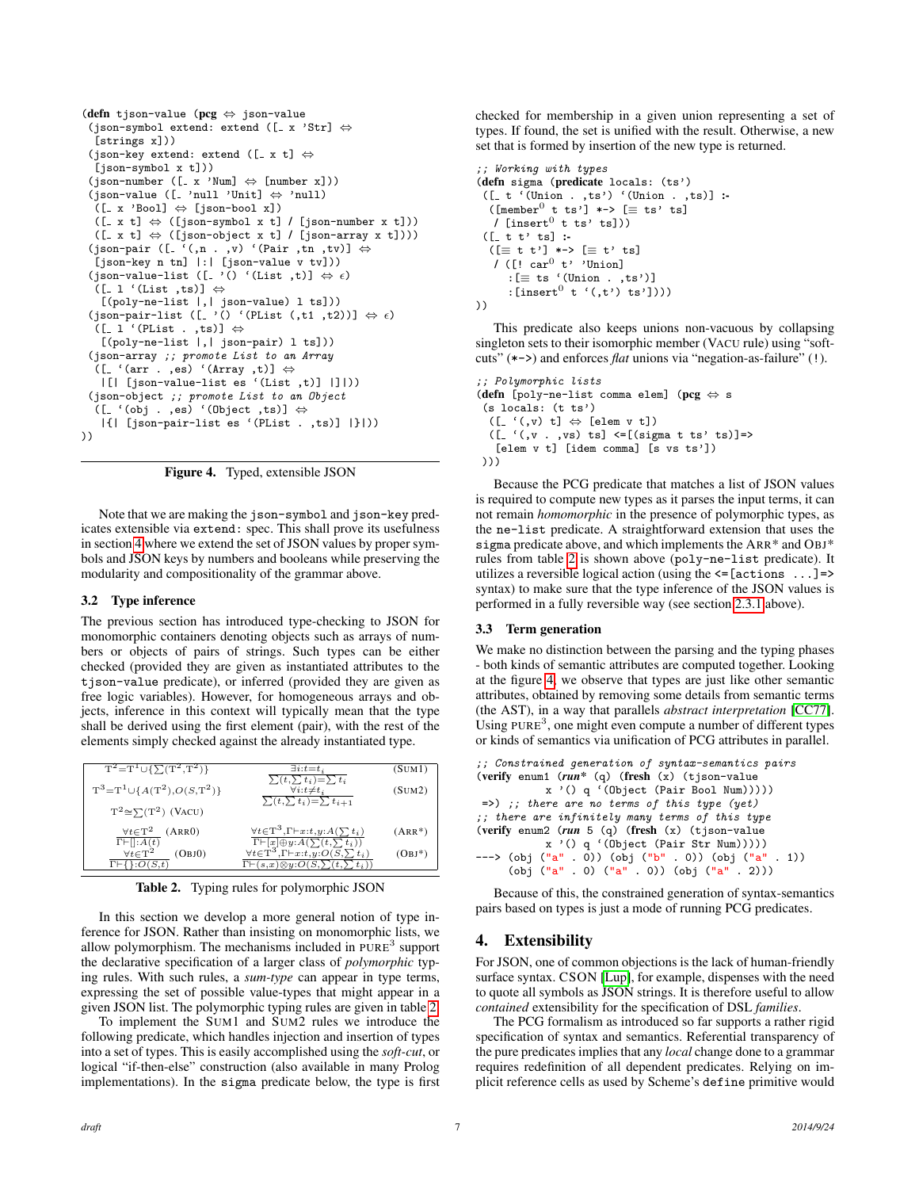```
(defn tjson-value (pcg ⇔ json-value
 (json-symbol extend: extend ([_ x 'Str] ⇔
  [strings x]))
 (json-key extend: extend ([_ x t] ⇔
  [json-symbol x t]))
 (json-number ([_ x 'Num] ⇔ [number x]))
 (json-value ([_ 'null 'Unit] ⇔ 'null)
  ([_ x 'Bool] ⇔ [json-bool x])
  ([_ x t] ⇔ ([json-symbol x t] / [json-number x t]))
  ([_ x t] ⇔ ([json-object x t] / [json-array x t])))
 (json-pair ([_ `(,n . ,v) `(Pair ,tn ,tv)] ⇔
  [json-key n tn] |:| [json-value v tv]))
 (json-value-list ([_ '() `(List ,t)] ⇔ ϵ)
  ([_ l `(List ,ts)] ⇔
   [(poly-ne-list |,| json-value) l ts]))
 (json-pair-list ([_ '() `(PList (,t1 ,t2))] ⇔ ϵ)
  ([_ l `(PList . ,ts)] ⇔
   [(poly-ne-list |,| json-pair) l ts]))
 (json-array ;; promote List to an Array
  ([_ `(arr . ,es) `(Array ,t)] ⇔
   |[| [json-value-list es `(List ,t)] |]|))
 (json-object ;; promote List to an Object
  ([_ `(obj . ,es) `(Object ,ts)] ⇔
   |{| [json-pair-list es `(PList . ,ts)] |}|))
))
```

**Figure 4.** Typed, extensible JSON

Note that we are making the `json-symbol` and `json-key` predicates extensible via `extend:` spec. This shall prove its usefulness in section 4 where we extend the set of JSON values by proper symbols and JSON keys by numbers and booleans while preserving the modularity and compositionality of the grammar above.

### 3.2 Type inference

The previous section has introduced type-checking to JSON for monomorphic containers denoting objects such as arrays of numbers or objects of pairs of strings. Such types can be either checked (provided they are given as instantiated attributes to the `tjson-value` predicate), or inferred (provided they are given as free logic variables). However, for homogeneous arrays and objects, inference in this context will typically mean that the type shall be derived using the first element (pair), with the rest of the elements simply checked against the already instantiated type.

| | | |
|---|---|---|
| $T^2 = T^1 \cup \{\sum(T^2, T^2)\}$ | $\dfrac{\exists i{:}t{=}t_i}{\sum(t,\sum t_i)=\sum t_i}$ | (SUM1) |
| $T^3 = T^1 \cup \{A(T^2), O(S,T^2)\}$ | $\dfrac{\forall i{:}t{\neq}t_i}{\sum(t,\sum t_i)=\sum t_{i+1}}$ | (SUM2) |
| $T^2 \cong \sum(T^2)$ (VACU) | | |
| $\dfrac{\forall t{\in}T^2}{\Gamma\vdash[]{:}A(t)}$ (ARR0) | $\dfrac{\forall t{\in}T^3, \Gamma\vdash x{:}t, y{:}A(\sum t_i)}{\Gamma\vdash[x]\oplus y{:}A(\sum(t,\sum t_i))}$ | (ARR*) |
| $\dfrac{\forall t{\in}T^2}{\Gamma\vdash\{\}{:}O(S,t)}$ (OBJ0) | $\dfrac{\forall t{\in}T^3, \Gamma\vdash x{:}t, y{:}O(S,\sum t_i)}{\Gamma\vdash(s,x)\otimes y{:}O(S,\sum(t,\sum t_i))}$ | (OBJ*) |

**Table 2.** Typing rules for polymorphic JSON

In this section we develop a more general notion of type inference for JSON. Rather than insisting on monomorphic lists, we allow polymorphism. The mechanisms included in PURE$^3$ support the declarative specification of a larger class of *polymorphic* typing rules. With such rules, a *sum-type* can appear in type terms, expressing the set of possible value-types that might appear in a given JSON list. The polymorphic typing rules are given in table 2.

To implement the SUM1 and SUM2 rules we introduce the following predicate, which handles injection and insertion of types into a set of types. This is easily accomplished using the *soft-cut*, or logical "if-then-else" construction (also available in many Prolog implementations). In the `sigma` predicate below, the type is first checked for membership in a given union representing a set of types. If found, the set is unified with the result. Otherwise, a new set that is formed by insertion of the new type is returned.

```
;; Working with types
(defn sigma (predicate locals: (ts')
 ([_ t `(Union . ,ts') `(Union . ,ts)] :-
  ([member⁰ t ts'] *-> [≡ ts' ts]
   / [insert⁰ t ts' ts]))
 ([_ t t' ts] :-
  ([≡ t t'] *-> [≡ t' ts]
   / ([! car⁰ t' 'Union]
     :[≡ ts `(Union . ,ts')]
     :[insert⁰ t `(,t') ts'])))
))
```

This predicate also keeps unions non-vacuous by collapsing singleton sets to their isomorphic member (VACU rule) using "soft-cuts" (`*->`) and enforces *flat* unions via "negation-as-failure" (`!`).

```
;; Polymorphic lists
(defn [poly-ne-list comma elem] (pcg ⇔ s
 (s locals: (t ts')
  ([_ `(,v) t] ⇔ [elem v t])
  ([_ `(,v . ,vs) ts] <=[(sigma t ts' ts)]=>
   [elem v t] [idem comma] [s vs ts'])
 )))
```

Because the PCG predicate that matches a list of JSON values is required to compute new types as it parses the input terms, it can not remain *homomorphic* in the presence of polymorphic types, as the `ne-list` predicate. A straightforward extension that uses the `sigma` predicate above, and which implements the ARR* and OBJ* rules from table 2 is shown above (`poly-ne-list` predicate). It utilizes a reversible logical action (using the `<=[actions ...]=>` syntax) to make sure that the type inference of the JSON values is performed in a fully reversible way (see section 2.3.1 above).

### 3.3 Term generation

We make no distinction between the parsing and the typing phases - both kinds of semantic attributes are computed together. Looking at the figure 4, we observe that types are just like other semantic attributes, obtained by removing some details from semantic terms (the AST), in a way that parallels *abstract interpretation* [CC77]. Using PURE$^3$, one might even compute a number of different types or kinds of semantics via unification of PCG attributes in parallel.

```
;; Constrained generation of syntax-semantics pairs
(verify enum1 (run* (q) (fresh (x) (tjson-value
          x '() q `(Object (Pair Bool Num)))))
 =>) ;; there are no terms of this type (yet)
;; there are infinitely many terms of this type
(verify enum2 (run 5 (q) (fresh (x) (tjson-value
          x '() q `(Object (Pair Str Num)))))
---> (obj ("a" . 0)) (obj ("b" . 0)) (obj ("a" . 1))
     (obj ("a" . 0) ("a" . 0)) (obj ("a" . 2)))
```

Because of this, the constrained generation of syntax-semantics pairs based on types is just a mode of running PCG predicates.

## 4. Extensibility

For JSON, one of common objections is the lack of human-friendly surface syntax. CSON [Lup], for example, dispenses with the need to quote all symbols as JSON strings. It is therefore useful to allow *contained* extensibility for the specification of DSL *families*.

The PCG formalism as introduced so far supports a rather rigid specification of syntax and semantics. Referential transparency of the pure predicates implies that any *local* change done to a grammar requires redefinition of all dependent predicates. Relying on implicit reference cells as used by Scheme's `define` primitive would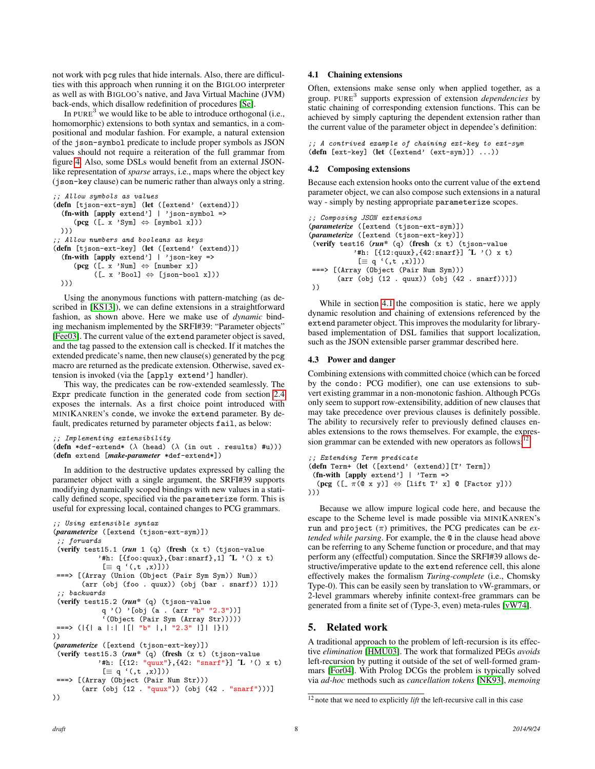not work with pcg rules that hide internals. Also, there are difficulties with this approach when running it on the BIGLOO interpreter as well as with BIGLOO's native, and Java Virtual Machine (JVM) back-ends, which disallow redefinition of procedures [Se].

In PURE[3] we would like to be able to introduce orthogonal (i.e., homomorphic) extensions to both syntax and semantics, in a compositional and modular fashion. For example, a natural extension of the `json-symbol` predicate to include proper symbols as JSON values should not require a reiteration of the full grammar from figure 4. Also, some DSLs would benefit from an external JSON-like representation of *sparse* arrays, i.e., maps where the object key (`json-key` clause) can be numeric rather than always only a string.

```
;; Allow symbols as values
(defn [tjson-ext-sym] (let ([extend' (extend)])
  (fn-with [apply extend'] | 'json-symbol =>
     (pcg ([_ x 'Sym] ⇔ [symbol x]))
  )))
;; Allow numbers and booleans as keys
(defn [tjson-ext-key] (let ([extend' (extend)])
  (fn-with [apply extend'] | 'json-key =>
     (pcg ([_ x 'Num] ⇔ [number x])
          ([_ x 'Bool] ⇔ [json-bool x]))
  )))
```

Using the anonymous functions with pattern-matching (as described in [KS13]), we can define extensions in a straightforward fashion, as shown above. Here we make use of *dynamic* binding mechanism implemented by the SRFI#39: "Parameter objects" [Fee03]. The current value of the `extend` parameter object is saved, and the tag passed to the extension call is checked. If it matches the extended predicate's name, then new clause(s) generated by the `pcg` macro are returned as the predicate extension. Otherwise, saved extension is invoked (via the `[apply extend']` handler).

This way, the predicates can be row-extended seamlessly. The `Expr` predicate function in the generated code from section 2.4 exposes the internals. As a first choice point introduced with MINIKANREN's `conde`, we invoke the `extend` parameter. By default, predicates returned by parameter objects `fail`, as below:

```
;; Implementing extensibility
(defn *def-extend* (λ (head) (λ (in out . results) #u)))
(defn extend [make-parameter *def-extend*])
```

In addition to the destructive updates expressed by calling the parameter object with a single argument, the SRFI#39 supports modifying dynamically scoped bindings with new values in a statically defined scope, specified via the `parameterize` form. This is useful for expressing local, contained changes to PCG grammars.

```
;; Using extensible syntax
(parameterize ([extend (tjson-ext-sym)])
 ;; forwards
 (verify test15.1 (run 1 (q) (fresh (x t) (tjson-value
           '#h: [{foo:quux},{bar:snarf},1] ˆL '() x t)
            [≡ q `(,t ,x)]))
 ===> [(Array (Union (Object (Pair Sym Sym)) Num))
       (arr (obj (foo . quux)) (obj (bar . snarf)) 1)])
 ;; backwards
 (verify test15.2 (run* (q) (tjson-value
            q '() '[obj (a . (arr "b" "2.3"))]
            `(Object (Pair Sym (Array Str)))))
 ===> (|{| a |:| |[| "b" |,| "2.3" |]| |}|)
))
(parameterize ([extend (tjson-ext-key)])
 (verify test15.3 (run* (q) (fresh (x t) (tjson-value
           '#h: [{12: "quux"},{42: "snarf"}] ˆL '() x t)
            [≡ q `(,t ,x)]))
 ===> [(Array (Object (Pair Num Str)))
       (arr (obj (12 . "quux")) (obj (42 . "snarf")))]
))
```

### 4.1 Chaining extensions

Often, extensions make sense only when applied together, as a group. PURE[3] supports expression of extension *dependencies* by static chaining of corresponding extension functions. This can be achieved by simply capturing the dependent extension rather than the current value of the parameter object in dependee's definition:

```
;; A contrived example of chaining ext-key to ext-sym
(defn [ext-key] (let ([extend' (ext-sym)]) ...))
```

### 4.2 Composing extensions

Because each extension hooks onto the current value of the `extend` parameter object, we can also compose such extensions in a natural way - simply by nesting appropriate `parameterize` scopes.

```
;; Composing JSON extensions
(parameterize ([extend (tjson-ext-sym)])
(parameterize ([extend (tjson-ext-key)])
 (verify test16 (run* (q) (fresh (x t) (tjson-value
           '#h: [{12:quux},{42:snarf}] ˆL '() x t)
            [≡ q `(,t ,x)]))
 ===> [(Array (Object (Pair Num Sym)))
       (arr (obj (12 . quux)) (obj (42 . snarf)))])
 ))
```

While in section 4.1 the composition is static, here we apply dynamic resolution and chaining of extensions referenced by the `extend` parameter object. This improves the modularity for library-based implementation of DSL families that support localization, such as the JSON extensible parser grammar described here.

### 4.3 Power and danger

Combining extensions with committed choice (which can be forced by the `condo:` PCG modifier), one can use extensions to subvert existing grammar in a non-monotonic fashion. Although PCGs only seem to support row-extensibility, addition of new clauses that may take precedence over previous clauses is definitely possible. The ability to recursively refer to previously defined clauses enables extensions to the rows themselves. For example, the expression grammar can be extended with new operators as follows:[12]

```
;; Extending Term predicate
(defn Term+ (let ([extend' (extend)][T' Term])
 (fn-with [apply extend'] | 'Term =>
  (pcg ([_ π(@ x y)] ⇔ [lift T' x] @ [Factor y]))
)))
```

Because we allow impure logical code here, and because the escape to the Scheme level is made possible via MINIKANREN's `run` and `project` ($\pi$) primitives, the PCG predicates can be *extended while parsing*. For example, the `@` in the clause head above can be referring to any Scheme function or procedure, and that may perform any (effectful) computation. Since the SRFI#39 allows destructive/imperative update to the `extend` reference cell, this alone effectively makes the formalism *Turing-complete* (i.e., Chomsky Type-0). This can be easily seen by translation to vW-grammars, or 2-level grammars whereby infinite context-free grammars can be generated from a finite set of (Type-3, even) meta-rules [vW74].

## 5. Related work

A traditional approach to the problem of left-recursion is its effective *elimination* [HMU03]. The work that formalized PEGs *avoids* left-recursion by putting it outside of the set of well-formed grammars [For04]. With Prolog DCGs the problem is typically solved via *ad-hoc* methods such as *cancellation tokens* [NK93], *memoing*

[12] note that we need to explicitly *lift* the left-recursive call in this case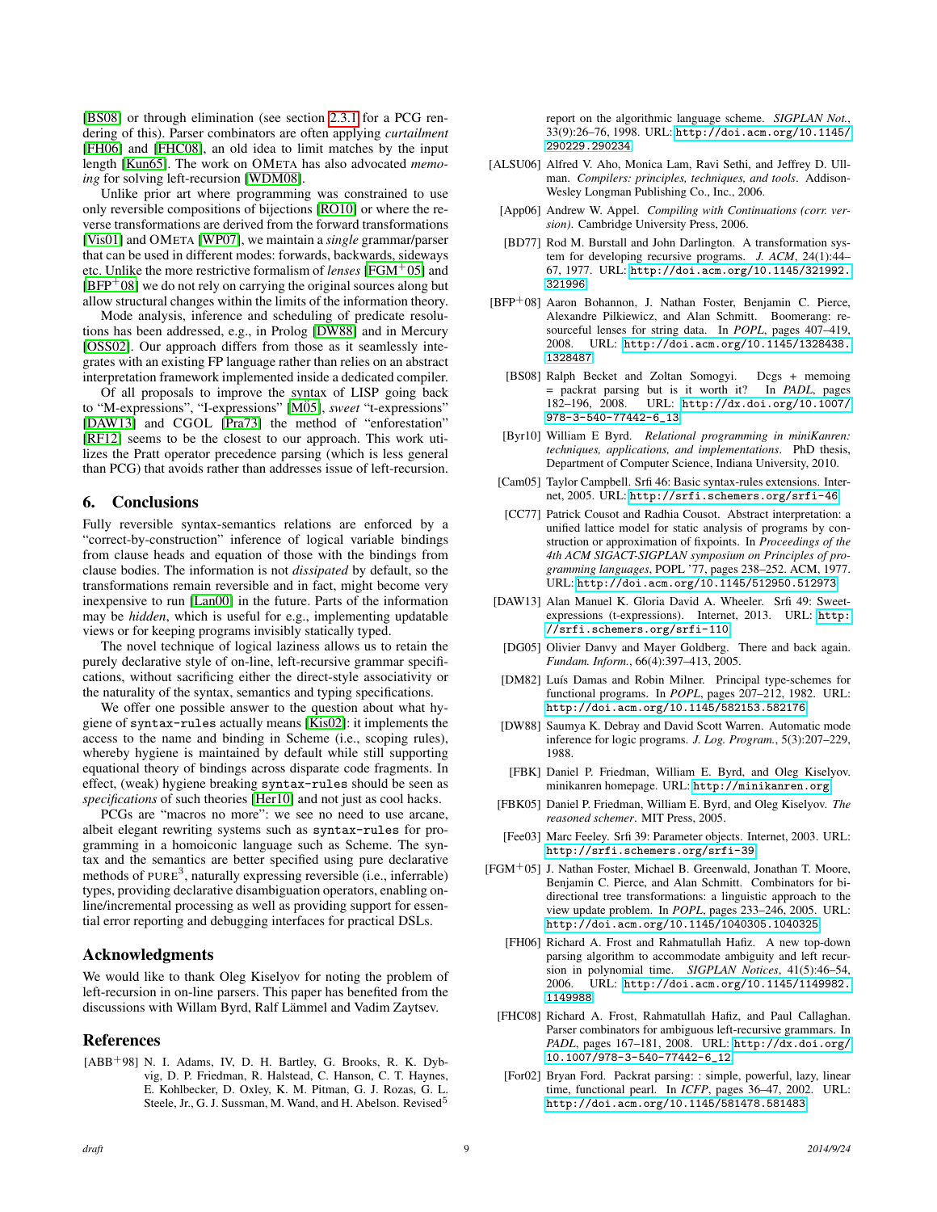[BS08] or through elimination (see section 2.3.1 for a PCG rendering of this). Parser combinators are often applying *curtailment* [FH06] and [FHC08], an old idea to limit matches by the input length [Kun65]. The work on OMETA has also advocated *memoing* for solving left-recursion [WDM08].

Unlike prior art where programming was constrained to use only reversible compositions of bijections [RO10] or where the reverse transformations are derived from the forward transformations [Vis01] and OMETA [WP07], we maintain a *single* grammar/parser that can be used in different modes: forwards, backwards, sideways etc. Unlike the more restrictive formalism of *lenses* [FGM+05] and [BFP+08] we do not rely on carrying the original sources along but allow structural changes within the limits of the information theory.

Mode analysis, inference and scheduling of predicate resolutions has been addressed, e.g., in Prolog [DW88] and in Mercury [OSS02]. Our approach differs from those as it seamlessly integrates with an existing FP language rather than relies on an abstract interpretation framework implemented inside a dedicated compiler.

Of all proposals to improve the syntax of LISP going back to "M-expressions", "I-expressions" [Mö5], *sweet* "t-expressions" [DAW13] and CGOL [Pra73] the method of "enforestation" [RF12] seems to be the closest to our approach. This work utilizes the Pratt operator precedence parsing (which is less general than PCG) that avoids rather than addresses issue of left-recursion.

## 6. Conclusions

Fully reversible syntax-semantics relations are enforced by a "correct-by-construction" inference of logical variable bindings from clause heads and equation of those with the bindings from clause bodies. The information is not *dissipated* by default, so the transformations remain reversible and in fact, might become very inexpensive to run [Lan00] in the future. Parts of the information may be *hidden*, which is useful for e.g., implementing updatable views or for keeping programs invisibly statically typed.

The novel technique of logical laziness allows us to retain the purely declarative style of on-line, left-recursive grammar specifications, without sacrificing either the direct-style associativity or the naturality of the syntax, semantics and typing specifications.

We offer one possible answer to the question about what hygiene of `syntax-rules` actually means [Kis02]: it implements the access to the name and binding in Scheme (i.e., scoping rules), whereby hygiene is maintained by default while still supporting equational theory of bindings across disparate code fragments. In effect, (weak) hygiene breaking `syntax-rules` should be seen as *specifications* of such theories [Her10] and not just as code hacks.

PCGs are "macros no more": we see no need to use arcane, albeit elegant rewriting systems such as `syntax-rules` for programming in a homoiconic language such as Scheme. The syntax and the semantics are better specified using pure declarative methods of PURE[3], naturally expressing reversible (i.e., inferrable) types, providing declarative disambiguation operators, enabling online/incremental processing as well as providing support for essential error reporting and debugging interfaces for practical DSLs.

## Acknowledgments

We would like to thank Oleg Kiselyov for noting the problem of left-recursion in on-line parsers. This paper has benefited from the discussions with Willam Byrd, Ralf Lämmel and Vadim Zaytsev.

## References

[ABB+98] N. I. Adams, IV, D. H. Bartley, G. Brooks, R. K. Dybvig, D. P. Friedman, R. Halstead, C. Hanson, C. T. Haynes, E. Kohlbecker, D. Oxley, K. M. Pitman, G. J. Rozas, G. L. Steele, Jr., G. J. Sussman, M. Wand, and H. Abelson. Revised[5] report on the algorithmic language scheme. *SIGPLAN Not.*, 33(9):26–76, 1998. URL: http://doi.acm.org/10.1145/290229.290234

[ALSU06] Alfred V. Aho, Monica Lam, Ravi Sethi, and Jeffrey D. Ullman. *Compilers: principles, techniques, and tools*. Addison-Wesley Longman Publishing Co., Inc., 2006.

[App06] Andrew W. Appel. *Compiling with Continuations (corr. version)*. Cambridge University Press, 2006.

[BD77] Rod M. Burstall and John Darlington. A transformation system for developing recursive programs. *J. ACM*, 24(1):44–67, 1977. URL: http://doi.acm.org/10.1145/321992.321996

[BFP+08] Aaron Bohannon, J. Nathan Foster, Benjamin C. Pierce, Alexandre Pilkiewicz, and Alan Schmitt. Boomerang: resourceful lenses for string data. In *POPL*, pages 407–419, 2008. URL: http://doi.acm.org/10.1145/1328438.1328487

[BS08] Ralph Becket and Zoltan Somogyi. Dcgs + memoing = packrat parsing but is it worth it? In *PADL*, pages 182–196, 2008. URL: http://dx.doi.org/10.1007/978-3-540-77442-6_13

[Byr10] William E Byrd. *Relational programming in miniKanren: techniques, applications, and implementations*. PhD thesis, Department of Computer Science, Indiana University, 2010.

[Cam05] Taylor Campbell. Srfi 46: Basic syntax-rules extensions. Internet, 2005. URL: http://srfi.schemers.org/srfi-46

[CC77] Patrick Cousot and Radhia Cousot. Abstract interpretation: a unified lattice model for static analysis of programs by construction or approximation of fixpoints. In *Proceedings of the 4th ACM SIGACT-SIGPLAN symposium on Principles of programming languages*, POPL '77, pages 238–252. ACM, 1977. URL: http://doi.acm.org/10.1145/512950.512973

[DAW13] Alan Manuel K. Gloria David A. Wheeler. Srfi 49: Sweet-expressions (t-expressions). Internet, 2013. URL: http://srfi.schemers.org/srfi-110

[DG05] Olivier Danvy and Mayer Goldberg. There and back again. *Fundam. Inform.*, 66(4):397–413, 2005.

[DM82] Luís Damas and Robin Milner. Principal type-schemes for functional programs. In *POPL*, pages 207–212, 1982. URL: http://doi.acm.org/10.1145/582153.582176

[DW88] Saumya K. Debray and David Scott Warren. Automatic mode inference for logic programs. *J. Log. Program.*, 5(3):207–229, 1988.

[FBK] Daniel P. Friedman, William E. Byrd, and Oleg Kiselyov. minikanren homepage. URL: http://minikanren.org

[FBK05] Daniel P. Friedman, William E. Byrd, and Oleg Kiselyov. *The reasoned schemer*. MIT Press, 2005.

[Fee03] Marc Feeley. Srfi 39: Parameter objects. Internet, 2003. URL: http://srfi.schemers.org/srfi-39

[FGM+05] J. Nathan Foster, Michael B. Greenwald, Jonathan T. Moore, Benjamin C. Pierce, and Alan Schmitt. Combinators for bidirectional tree transformations: a linguistic approach to the view update problem. In *POPL*, pages 233–246, 2005. URL: http://doi.acm.org/10.1145/1040305.1040325

[FH06] Richard A. Frost and Rahmatullah Hafiz. A new top-down parsing algorithm to accommodate ambiguity and left recursion in polynomial time. *SIGPLAN Notices*, 41(5):46–54, 2006. URL: http://doi.acm.org/10.1145/1149982.1149988

[FHC08] Richard A. Frost, Rahmatullah Hafiz, and Paul Callaghan. Parser combinators for ambiguous left-recursive grammars. In *PADL*, pages 167–181, 2008. URL: http://dx.doi.org/10.1007/978-3-540-77442-6_12

[For02] Bryan Ford. Packrat parsing: : simple, powerful, lazy, linear time, functional pearl. In *ICFP*, pages 36–47, 2002. URL: http://doi.acm.org/10.1145/581478.581483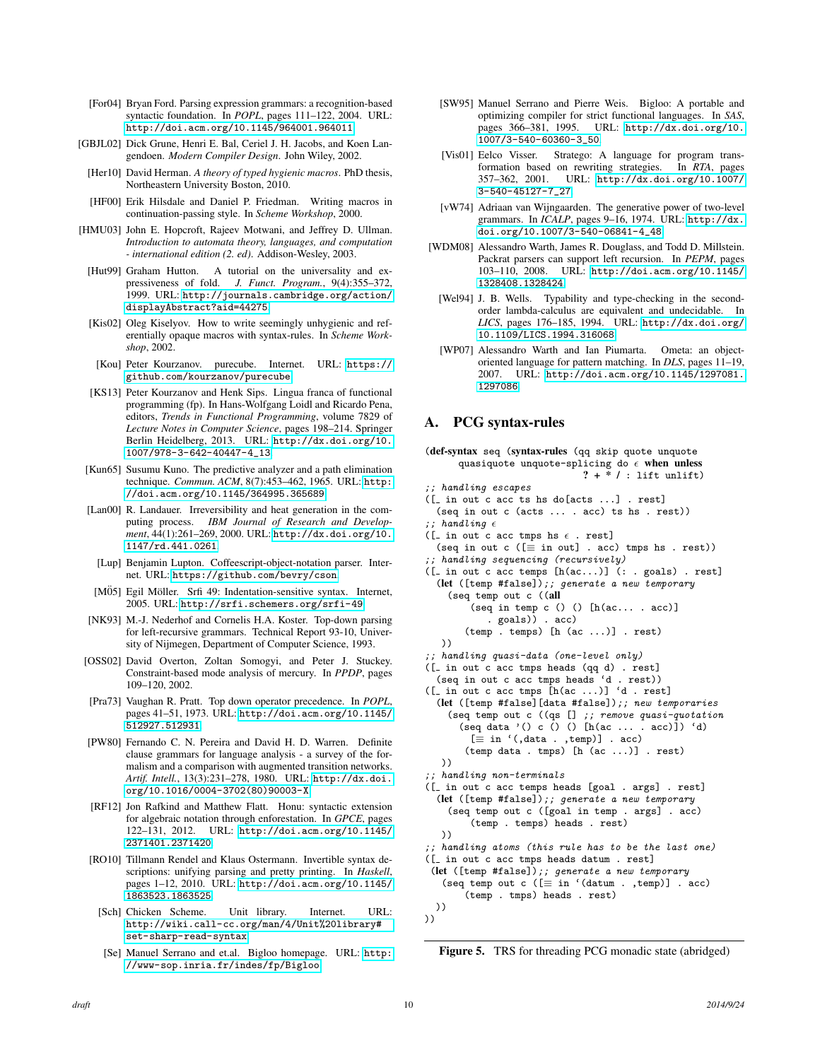[For04] Bryan Ford. Parsing expression grammars: a recognition-based syntactic foundation. In *POPL*, pages 111–122, 2004. URL: http://doi.acm.org/10.1145/964001.964011.

[GBJL02] Dick Grune, Henri E. Bal, Ceriel J. H. Jacobs, and Koen Langendoen. *Modern Compiler Design*. John Wiley, 2002.

[Her10] David Herman. *A theory of typed hygienic macros*. PhD thesis, Northeastern University Boston, 2010.

[HF00] Erik Hilsdale and Daniel P. Friedman. Writing macros in continuation-passing style. In *Scheme Workshop*, 2000.

[HMU03] John E. Hopcroft, Rajeev Motwani, and Jeffrey D. Ullman. *Introduction to automata theory, languages, and computation - international edition (2. ed)*. Addison-Wesley, 2003.

[Hut99] Graham Hutton. A tutorial on the universality and expressiveness of fold. *J. Funct. Program.*, 9(4):355–372, 1999. URL: http://journals.cambridge.org/action/displayAbstract?aid=44275.

[Kis02] Oleg Kiselyov. How to write seemingly unhygienic and referentially opaque macros with syntax-rules. In *Scheme Workshop*, 2002.

[Kou] Peter Kourzanov. purecube. Internet. URL: https://github.com/kourzanov/purecube.

[KS13] Peter Kourzanov and Henk Sips. Lingua franca of functional programming (fp). In Hans-Wolfgang Loidl and Ricardo Pena, editors, *Trends in Functional Programming*, volume 7829 of *Lecture Notes in Computer Science*, pages 198–214. Springer Berlin Heidelberg, 2013. URL: http://dx.doi.org/10.1007/978-3-642-40447-4_13.

[Kun65] Susumu Kuno. The predictive analyzer and a path elimination technique. *Commun. ACM*, 8(7):453–462, 1965. URL: http://doi.acm.org/10.1145/364995.365689.

[Lan00] R. Landauer. Irreversibility and heat generation in the computing process. *IBM Journal of Research and Development*, 44(1):261–269, 2000. URL: http://dx.doi.org/10.1147/rd.441.0261.

[Lup] Benjamin Lupton. Coffeescript-object-notation parser. Internet. URL: https://github.com/bevry/cson.

[MÖ5] Egil Möller. Srfi 49: Indentation-sensitive syntax. Internet, 2005. URL: http://srfi.schemers.org/srfi-49.

[NK93] M.-J. Nederhof and Cornelis H.A. Koster. Top-down parsing for left-recursive grammars. Technical Report 93-10, University of Nijmegen, Department of Computer Science, 1993.

[OSS02] David Overton, Zoltan Somogyi, and Peter J. Stuckey. Constraint-based mode analysis of mercury. In *PPDP*, pages 109–120, 2002.

[Pra73] Vaughan R. Pratt. Top down operator precedence. In *POPL*, pages 41–51, 1973. URL: http://doi.acm.org/10.1145/512927.512931.

[PW80] Fernando C. N. Pereira and David H. D. Warren. Definite clause grammars for language analysis - a survey of the formalism and a comparison with augmented transition networks. *Artif. Intell.*, 13(3):231–278, 1980. URL: http://dx.doi.org/10.1016/0004-3702(80)90003-X.

[RF12] Jon Rafkind and Matthew Flatt. Honu: syntactic extension for algebraic notation through enforestation. In *GPCE*, pages 122–131, 2012. URL: http://doi.acm.org/10.1145/2371401.2371420.

[RO10] Tillmann Rendel and Klaus Ostermann. Invertible syntax descriptions: unifying parsing and pretty printing. In *Haskell*, pages 1–12, 2010. URL: http://doi.acm.org/10.1145/1863523.1863525.

[Sch] Chicken Scheme. Unit library. Internet. URL: http://wiki.call-cc.org/man/4/Unit%20library#set-sharp-read-syntax.

[Se] Manuel Serrano and et.al. Bigloo homepage. URL: http://www-sop.inria.fr/indes/fp/Bigloo.

[SW95] Manuel Serrano and Pierre Weis. Bigloo: A portable and optimizing compiler for strict functional languages. In *SAS*, pages 366–381, 1995. URL: http://dx.doi.org/10.1007/3-540-60360-3_50.

[Vis01] Eelco Visser. Stratego: A language for program transformation based on rewriting strategies. In *RTA*, pages 357–362, 2001. URL: http://dx.doi.org/10.1007/3-540-45127-7_27.

[vW74] Adriaan van Wijngaarden. The generative power of two-level grammars. In *ICALP*, pages 9–16, 1974. URL: http://dx.doi.org/10.1007/3-540-06841-4_48.

[WDM08] Alessandro Warth, James R. Douglass, and Todd D. Millstein. Packrat parsers can support left recursion. In *PEPM*, pages 103–110, 2008. URL: http://doi.acm.org/10.1145/1328408.1328424.

[Wel94] J. B. Wells. Typability and type-checking in the second-order lambda-calculus are equivalent and undecidable. In *LICS*, pages 176–185, 1994. URL: http://dx.doi.org/10.1109/LICS.1994.316068.

[WP07] Alessandro Warth and Ian Piumarta. Ometa: an object-oriented language for pattern matching. In *DLS*, pages 11–19, 2007. URL: http://doi.acm.org/10.1145/1297081.1297086.

## A. PCG syntax-rules

```
(def-syntax seq (syntax-rules (qq skip quote unquote
      quasiquote unquote-splicing do ϵ when unless
                          ? + * / : lift unlift)
;; handling escapes
([_ in out c acc ts hs do[acts ...] . rest]
  (seq in out c (acts ... . acc) ts hs . rest))
;; handling ϵ
([_ in out c acc tmps hs ϵ . rest]
  (seq in out c ([≡ in out] . acc) tmps hs . rest))
;; handling sequencing (recursively)
([_ in out c acc temps [h(ac...)] (: . goals) . rest]
  (let ([temp #false]);; generate a new temporary
    (seq temp out c ((all
        (seq in temp c () () [h(ac... . acc)]
            . goals)) . acc)
      (temp . temps) [h (ac ...)] . rest)
  ))
;; handling quasi-data (one-level only)
([_ in out c acc tmps heads (qq d) . rest]
  (seq in out c acc tmps heads `d . rest))
([_ in out c acc tmps [h(ac ...)] `d . rest]
  (let ([temp #false][data #false]);; new temporaries
    (seq temp out c ((qs [] ;; remove quasi-quotation
      (seq data '() c () () [h(ac ... . acc)]) `d)
        [≡ in `(,data . ,temp)] . acc)
      (temp data . tmps) [h (ac ...)] . rest)
  ))
;; handling non-terminals
([_ in out c acc temps heads [goal . args] . rest]
  (let ([temp #false]);; generate a new temporary
    (seq temp out c ([goal in temp . args] . acc)
        (temp . temps) heads . rest)
  ))
;; handling atoms (this rule has to be the last one)
([_ in out c acc tmps heads datum . rest]
 (let ([temp #false]);; generate a new temporary
   (seq temp out c ([≡ in `(datum . ,temp)] . acc)
       (temp . tmps) heads . rest)
 ))
))
```

**Figure 5.** TRS for threading PCG monadic state (abridged)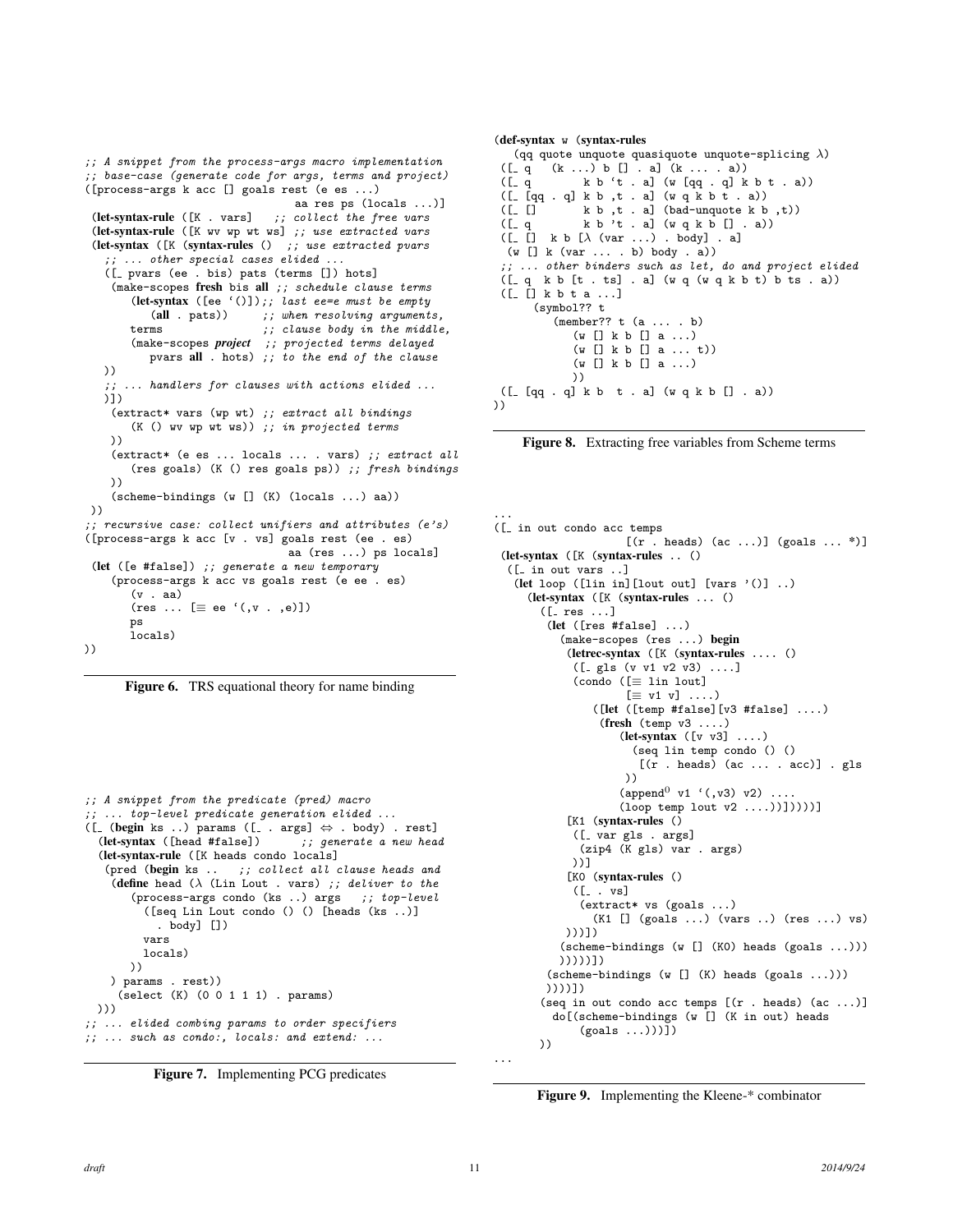```scheme
;; A snippet from the process-args macro implementation
;; base-case (generate code for args, terms and project)
([process-args k acc [] goals rest (e es ...)
                              aa res ps (locals ...)]
 (let-syntax-rule ([K . vars]   ;; collect the free vars
 (let-syntax-rule ([K wv wp wt ws] ;; use extracted vars
 (let-syntax ([K (syntax-rules ()  ;; use extracted pvars
   ;; ... other special cases elided ...
   ([_ pvars (ee . bis) pats (terms []) hots]
    (make-scopes fresh bis all ;; schedule clause terms
        (let-syntax ([ee '()]);; last ee=e must be empty
            (all . pats))      ;; when resolving arguments,
        terms                  ;; clause body in the middle,
        (make-scopes project  ;; projected terms delayed
            pvars all . hots) ;; to the end of the clause
   ))
   ;; ... handlers for clauses with actions elided ...
   )])
    (extract* vars (wp wt) ;; extract all bindings
        (K () wv wp wt ws)) ;; in projected terms
    ))
    (extract* (e es ... locals ... . vars) ;; extract all
        (res goals) (K () res goals ps)) ;; fresh bindings
    ))
    (scheme-bindings (w [] (K) (locals ...) aa))
 ))
;; recursive case: collect unifiers and attributes (e's)
([process-args k acc [v . vs] goals rest (ee . es)
                              aa (res ...) ps locals]
 (let ([e #false]) ;; generate a new temporary
    (process-args k acc vs goals rest (e ee . es)
        (v . aa)
        (res ... [≡ ee `(,v . ,e)])
        ps
        locals)
))
```

**Figure 6.** TRS equational theory for name binding

```scheme
;; A snippet from the predicate (pred) macro
;; ... top-level predicate generation elided ...
([_ (begin ks ..) params ([_ . args] ⇔ . body) . rest]
  (let-syntax ([head #false])       ;; generate a new head
  (let-syntax-rule ([K heads condo locals]
   (pred (begin ks ..   ;; collect all clause heads and
    (define head (λ (Lin Lout . vars) ;; deliver to the
        (process-args condo (ks ..) args   ;; top-level
          ([seq Lin Lout condo () () [heads (ks ..)]
            . body] [])
          vars
          locals)
        ))
    ) params . rest))
     (select (K) (0 0 1 1 1) . params)
  )))
;; ... elided combing params to order specifiers
;; ... such as condo:, locals: and extend: ...
```

**Figure 7.** Implementing PCG predicates

```scheme
(def-syntax w (syntax-rules
   (qq quote unquote quasiquote unquote-splicing λ)
 ([_ q   (k ...) b [] . a] (k ... . a))
 ([_ q        k b `t . a] (w [qq . q] k b t . a))
 ([_ [qq . q] k b ,t . a] (w q k b t . a))
 ([_ []       k b ,t . a] (bad-unquote k b ,t))
 ([_ q        k b 't . a] (w q k b [] . a))
 ([_ []  k b [λ (var ...) . body] . a]
  (w [] k (var ... . b) body . a))
 ;; ... other binders such as let, do and project elided
 ([_ q  k b [t . ts] . a] (w q (w q k b t) b ts . a))
 ([_ [] k b t a ...]
      (symbol?? t
         (member?? t (a ... . b)
            (w [] k b [] a ...)
            (w [] k b [] a ... t))
            (w [] k b [] a ...)
            ))
 ([_ [qq . q] k b  t . a] (w q k b [] . a))
))
```

**Figure 8.** Extracting free variables from Scheme terms

```scheme
...
([_ in out condo acc temps
                [(r . heads) (ac ...)] (goals ... *)]
 (let-syntax ([K (syntax-rules .. ()
  ([_ in out vars ..]
   (let loop ([lin in][lout out] [vars '()] ..)
     (let-syntax ([K (syntax-rules ... ()
       ([_ res ...]
        (let ([res #false] ...)
          (make-scopes (res ...) begin
           (letrec-syntax ([K (syntax-rules .... ()
            ([_ gls (v v1 v2 v3) ....]
            (condo ([≡ lin lout]
                    [≡ v1 v] ....)
                ([let ([temp #false][v3 #false] ....)
                 (fresh (temp v3 ....)
                     (let-syntax ([v v3] ....)
                       (seq lin temp condo () ()
                         [(r . heads) (ac ... . acc)] . gls
                      ))
                     (append^0 v1 `(,v3) v2) ....
                     (loop temp lout v2 ....))]))))]
          [K1 (syntax-rules ()
           ([_ var gls . args]
            (zip4 (K gls) var . args)
           ))]
          [K0 (syntax-rules ()
           ([_ . vs]
            (extract* vs (goals ...)
              (K1 [] (goals ...) (vars ..) (res ...) vs)
           )))])
         (scheme-bindings (w [] (K0) heads (goals ...)))
         )))))])
       (scheme-bindings (w [] (K) heads (goals ...)))
       ))))])
      (seq in out condo acc temps [(r . heads) (ac ...)]
        do[(scheme-bindings (w [] (K in out) heads
            (goals ...)))])
      ))
...
```

**Figure 9.** Implementing the Kleene-* combinator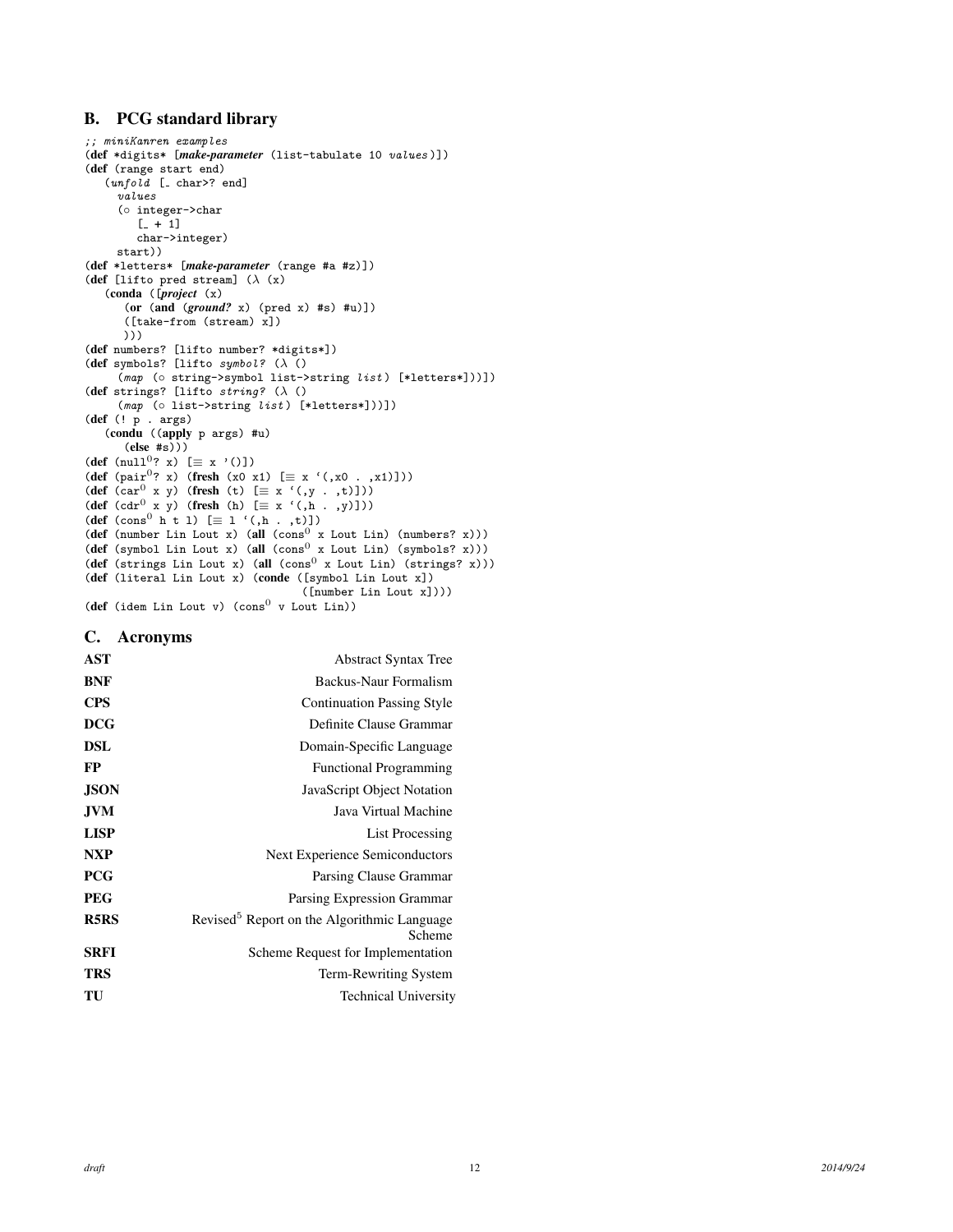## B. PCG standard library

```
;; miniKanren examples
(def *digits* [make-parameter (list-tabulate 10 values)])
(def (range start end)
   (unfold [_ char>? end]
     values
     (∘ integer->char
        [_ + 1]
        char->integer)
     start))
(def *letters* [make-parameter (range #a #z)])
(def [lifto pred stream] (λ (x)
   (conda ([project (x)
      (or (and (ground? x) (pred x) #s) #u)])
      ([take-from (stream) x])
      )))
(def numbers? [lifto number? *digits*])
(def symbols? [lifto symbol? (λ ()
     (map (∘ string->symbol list->string list) [*letters*]))])
(def strings? [lifto string? (λ ()
     (map (∘ list->string list) [*letters*]))])
(def (! p . args)
   (condu ((apply p args) #u)
      (else #s)))
(def (null⁰? x) [≡ x '()])
(def (pair⁰? x) (fresh (x0 x1) [≡ x `(,x0 . ,x1)]))
(def (car⁰ x y) (fresh (t) [≡ x `(,y . ,t)]))
(def (cdr⁰ x y) (fresh (h) [≡ x `(,h . ,y)]))
(def (cons⁰ h t l) [≡ l `(,h . ,t)])
(def (number Lin Lout x) (all (cons⁰ x Lout Lin) (numbers? x)))
(def (symbol Lin Lout x) (all (cons⁰ x Lout Lin) (symbols? x)))
(def (strings Lin Lout x) (all (cons⁰ x Lout Lin) (strings? x)))
(def (literal Lin Lout x) (conde ([symbol Lin Lout x])
                                 ([number Lin Lout x])))
(def (idem Lin Lout v) (cons⁰ v Lout Lin))
```

## C. Acronyms

| | |
|---|---|
| **AST** | Abstract Syntax Tree |
| **BNF** | Backus-Naur Formalism |
| **CPS** | Continuation Passing Style |
| **DCG** | Definite Clause Grammar |
| **DSL** | Domain-Specific Language |
| **FP** | Functional Programming |
| **JSON** | JavaScript Object Notation |
| **JVM** | Java Virtual Machine |
| **LISP** | List Processing |
| **NXP** | Next Experience Semiconductors |
| **PCG** | Parsing Clause Grammar |
| **PEG** | Parsing Expression Grammar |
| **R5RS** | Revised$^5$ Report on the Algorithmic Language Scheme |
| **SRFI** | Scheme Request for Implementation |
| **TRS** | Term-Rewriting System |
| **TU** | Technical University |